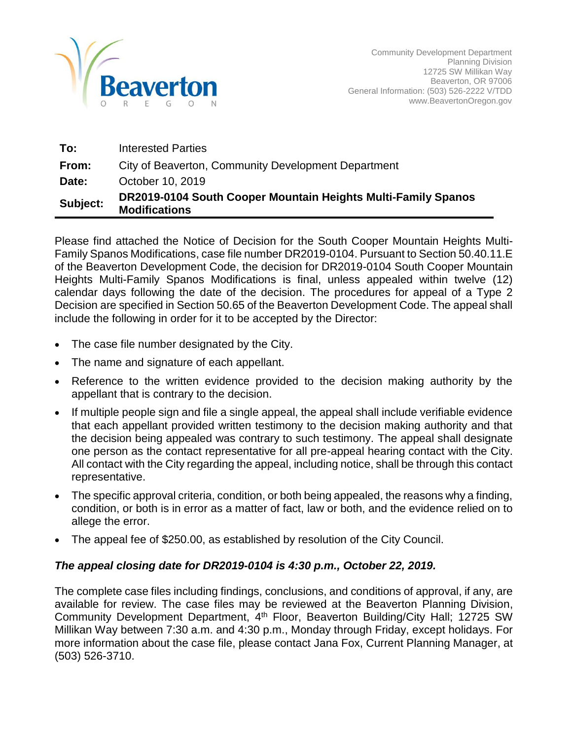Beaverton

OREGON

Community Development Department
Planning Division
12725 SW Millikan Way
Beaverton, OR 97006
General Information: (503) 526-2222 V/TDD
www.BeavertonOregon.gov

| | |
|---|---|
| **To:** | Interested Parties |
| **From:** | City of Beaverton, Community Development Department |
| **Date:** | October 10, 2019 |
| **Subject:** | **DR2019-0104 South Cooper Mountain Heights Multi-Family Spanos Modifications** |

Please find attached the Notice of Decision for the South Cooper Mountain Heights Multi-Family Spanos Modifications, case file number DR2019-0104. Pursuant to Section 50.40.11.E of the Beaverton Development Code, the decision for DR2019-0104 South Cooper Mountain Heights Multi-Family Spanos Modifications is final, unless appealed within twelve (12) calendar days following the date of the decision. The procedures for appeal of a Type 2 Decision are specified in Section 50.65 of the Beaverton Development Code. The appeal shall include the following in order for it to be accepted by the Director:

- The case file number designated by the City.
- The name and signature of each appellant.
- Reference to the written evidence provided to the decision making authority by the appellant that is contrary to the decision.
- If multiple people sign and file a single appeal, the appeal shall include verifiable evidence that each appellant provided written testimony to the decision making authority and that the decision being appealed was contrary to such testimony. The appeal shall designate one person as the contact representative for all pre-appeal hearing contact with the City. All contact with the City regarding the appeal, including notice, shall be through this contact representative.
- The specific approval criteria, condition, or both being appealed, the reasons why a finding, condition, or both is in error as a matter of fact, law or both, and the evidence relied on to allege the error.
- The appeal fee of $250.00, as established by resolution of the City Council.

***The appeal closing date for DR2019-0104 is 4:30 p.m., October 22, 2019.***

The complete case files including findings, conclusions, and conditions of approval, if any, are available for review. The case files may be reviewed at the Beaverton Planning Division, Community Development Department, 4th Floor, Beaverton Building/City Hall; 12725 SW Millikan Way between 7:30 a.m. and 4:30 p.m., Monday through Friday, except holidays. For more information about the case file, please contact Jana Fox, Current Planning Manager, at (503) 526-3710.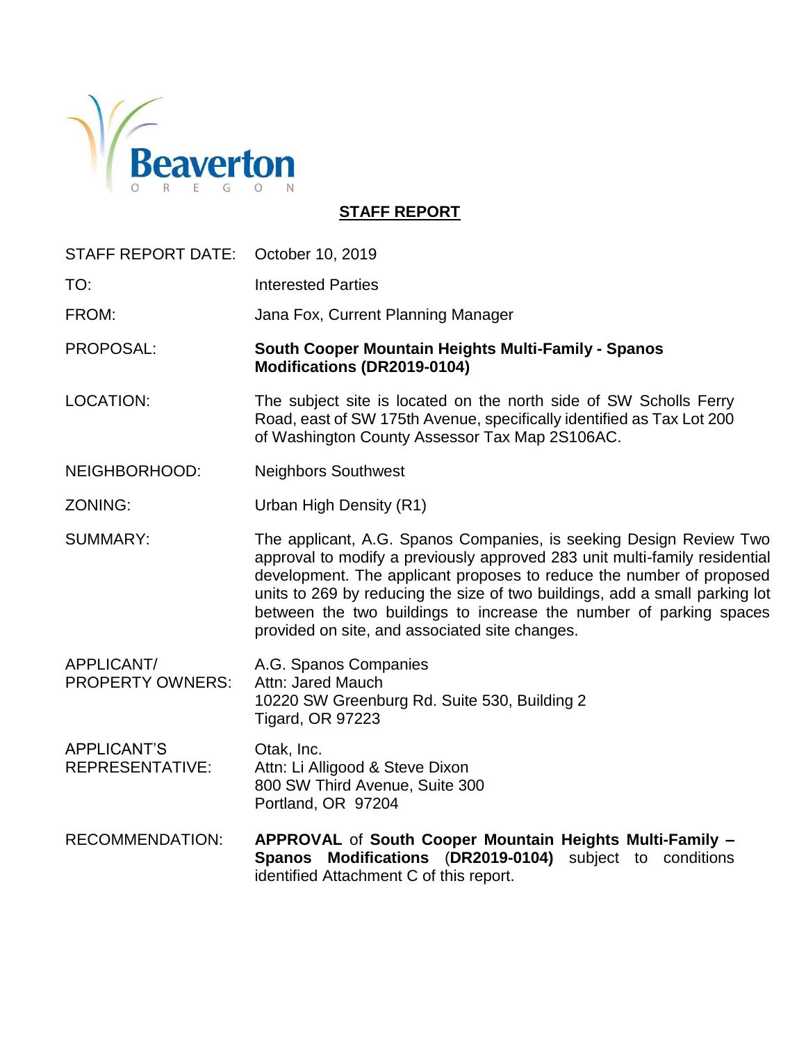# STAFF REPORT

| | |
|---|---|
| STAFF REPORT DATE: | October 10, 2019 |
| TO: | Interested Parties |
| FROM: | Jana Fox, Current Planning Manager |
| PROPOSAL: | **South Cooper Mountain Heights Multi-Family - Spanos Modifications (DR2019-0104)** |
| LOCATION: | The subject site is located on the north side of SW Scholls Ferry Road, east of SW 175th Avenue, specifically identified as Tax Lot 200 of Washington County Assessor Tax Map 2S106AC. |
| NEIGHBORHOOD: | Neighbors Southwest |
| ZONING: | Urban High Density (R1) |
| SUMMARY: | The applicant, A.G. Spanos Companies, is seeking Design Review Two approval to modify a previously approved 283 unit multi-family residential development. The applicant proposes to reduce the number of proposed units to 269 by reducing the size of two buildings, add a small parking lot between the two buildings to increase the number of parking spaces provided on site, and associated site changes. |
| APPLICANT/ PROPERTY OWNERS: | A.G. Spanos Companies<br>Attn: Jared Mauch<br>10220 SW Greenburg Rd. Suite 530, Building 2<br>Tigard, OR 97223 |
| APPLICANT'S REPRESENTATIVE: | Otak, Inc.<br>Attn: Li Alligood & Steve Dixon<br>800 SW Third Avenue, Suite 300<br>Portland, OR 97204 |
| RECOMMENDATION: | **APPROVAL** of **South Cooper Mountain Heights Multi-Family – Spanos Modifications** (**DR2019-0104**) subject to conditions identified Attachment C of this report. |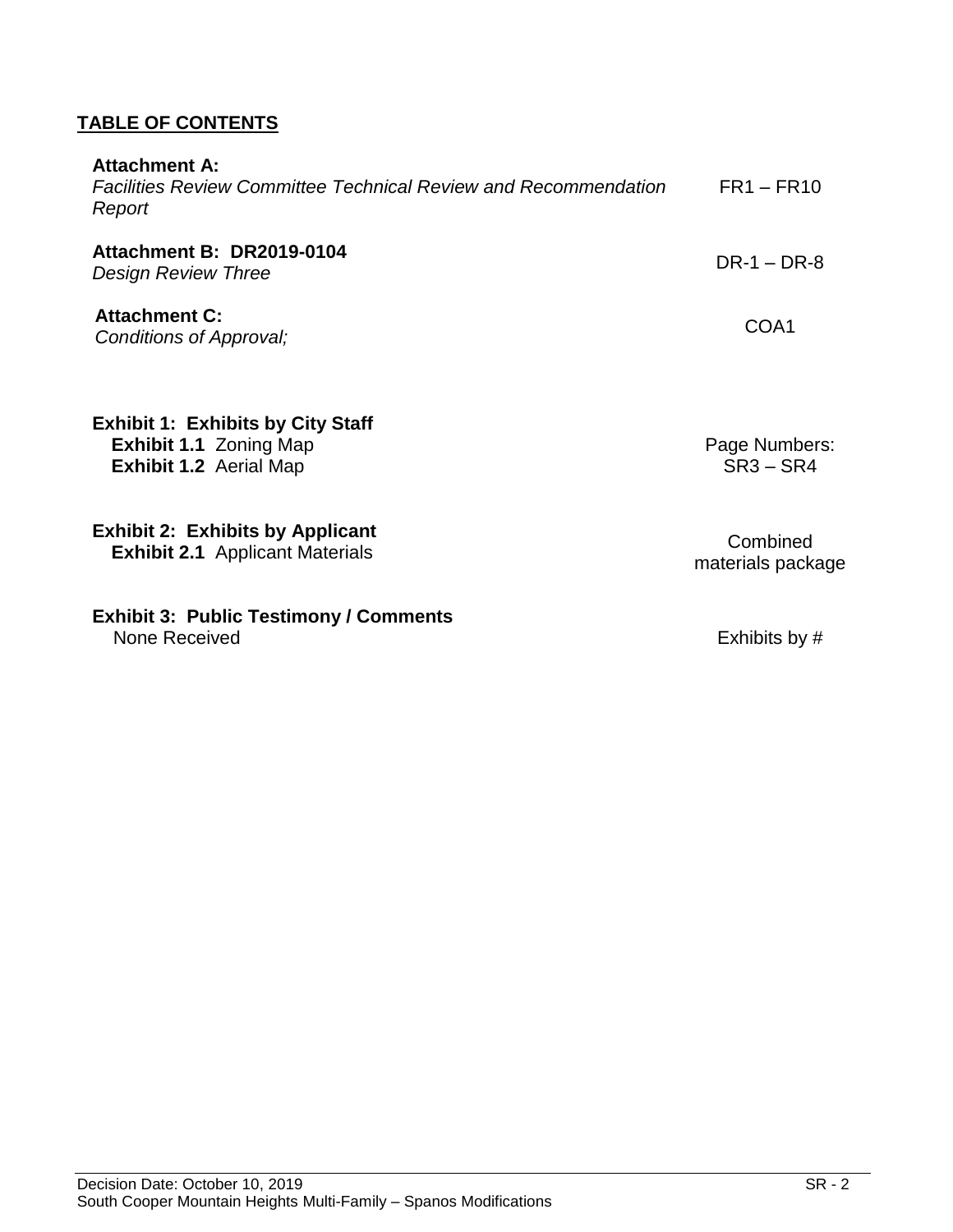## TABLE OF CONTENTS

| | |
|---|---|
| **Attachment A:** *Facilities Review Committee Technical Review and Recommendation Report* | FR1 – FR10 |
| **Attachment B: DR2019-0104** *Design Review Three* | DR-1 – DR-8 |
| **Attachment C:** *Conditions of Approval;* | COA1 |

**Exhibit 1: Exhibits by City Staff**
**Exhibit 1.1** Zoning Map
**Exhibit 1.2** Aerial Map

Page Numbers: SR3 – SR4

**Exhibit 2: Exhibits by Applicant**
**Exhibit 2.1** Applicant Materials

Combined materials package

**Exhibit 3: Public Testimony / Comments**
None Received

Exhibits by #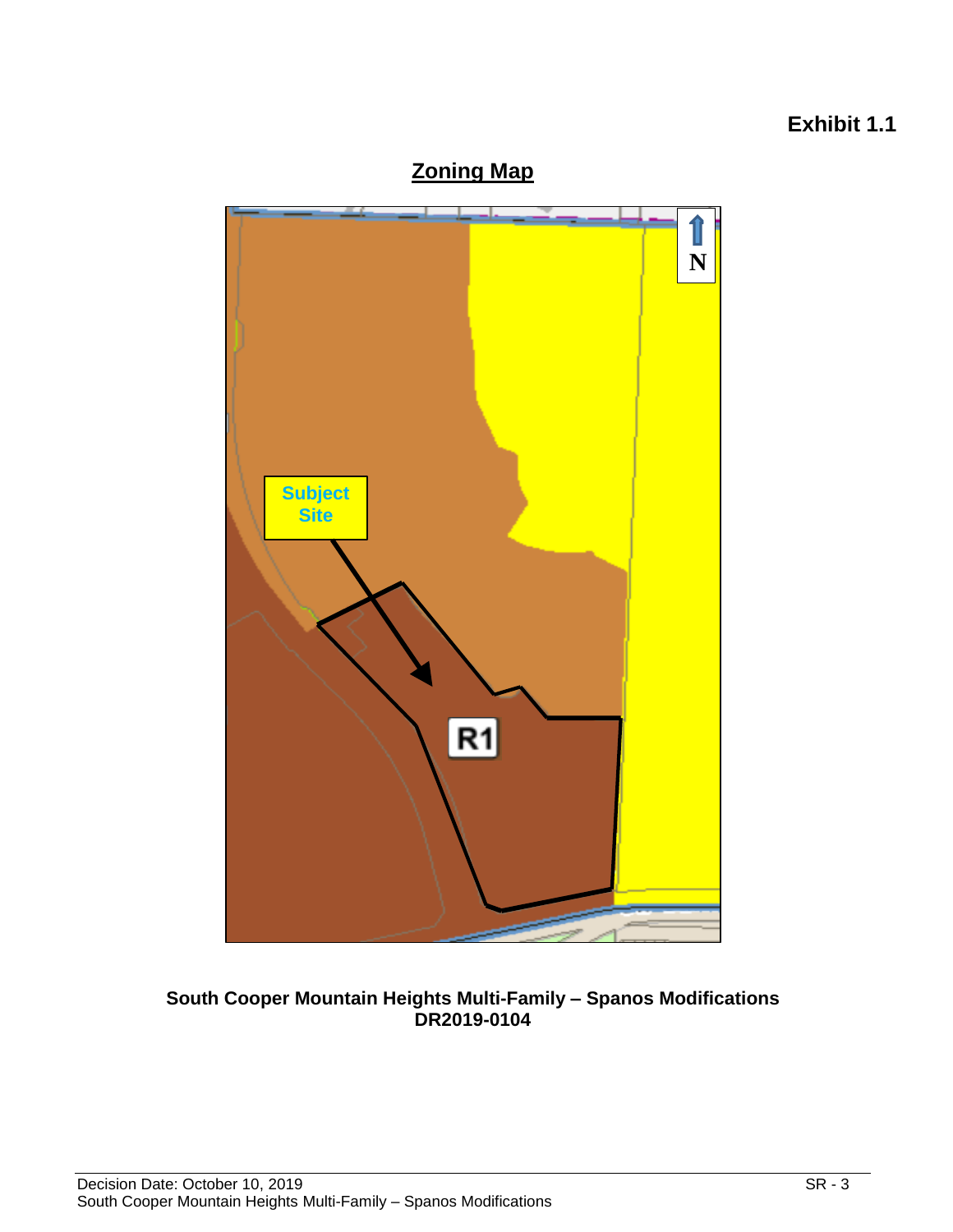**Exhibit 1.1**

## Zoning Map

Subject Site

R1

N

**South Cooper Mountain Heights Multi-Family – Spanos Modifications**
**DR2019-0104**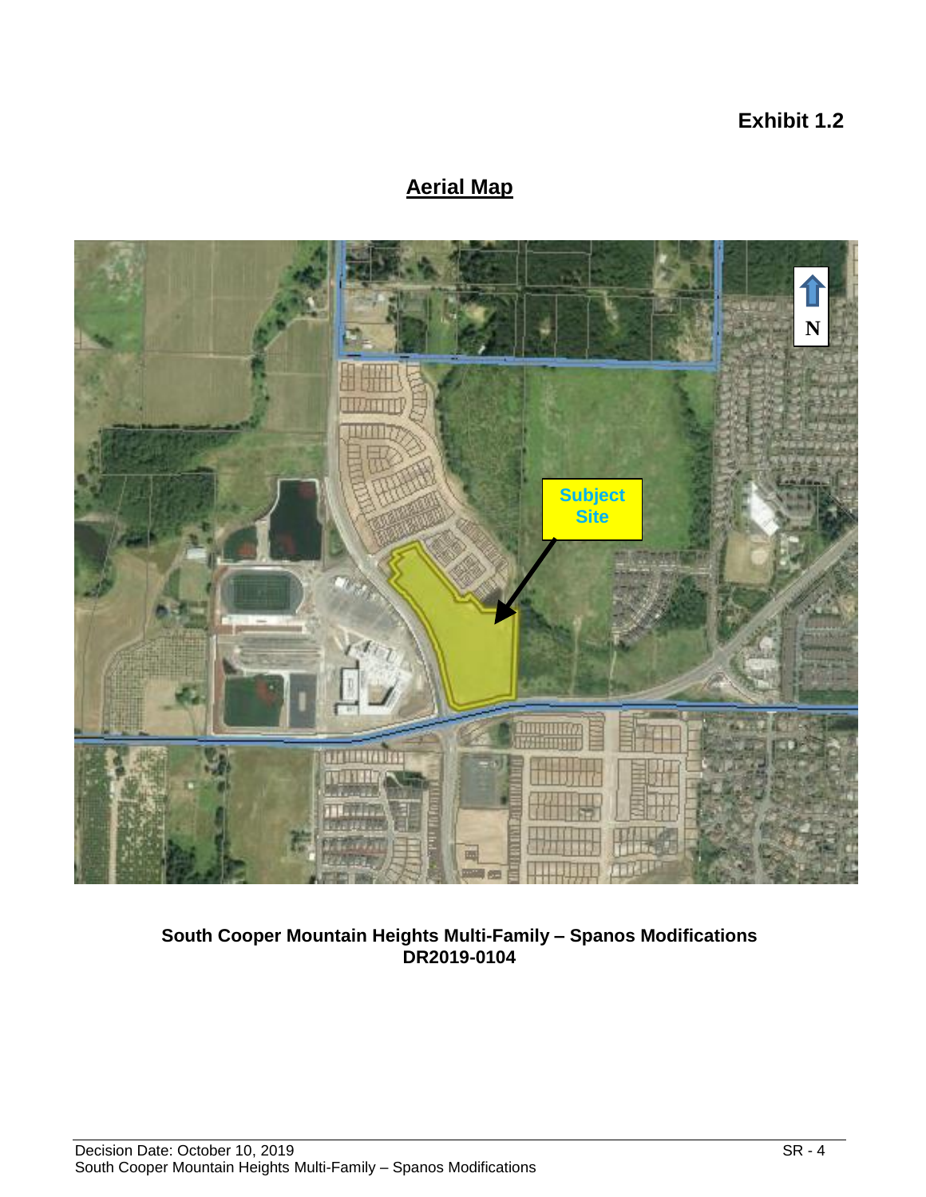**Exhibit 1.2**

## Aerial Map

**South Cooper Mountain Heights Multi-Family – Spanos Modifications**
**DR2019-0104**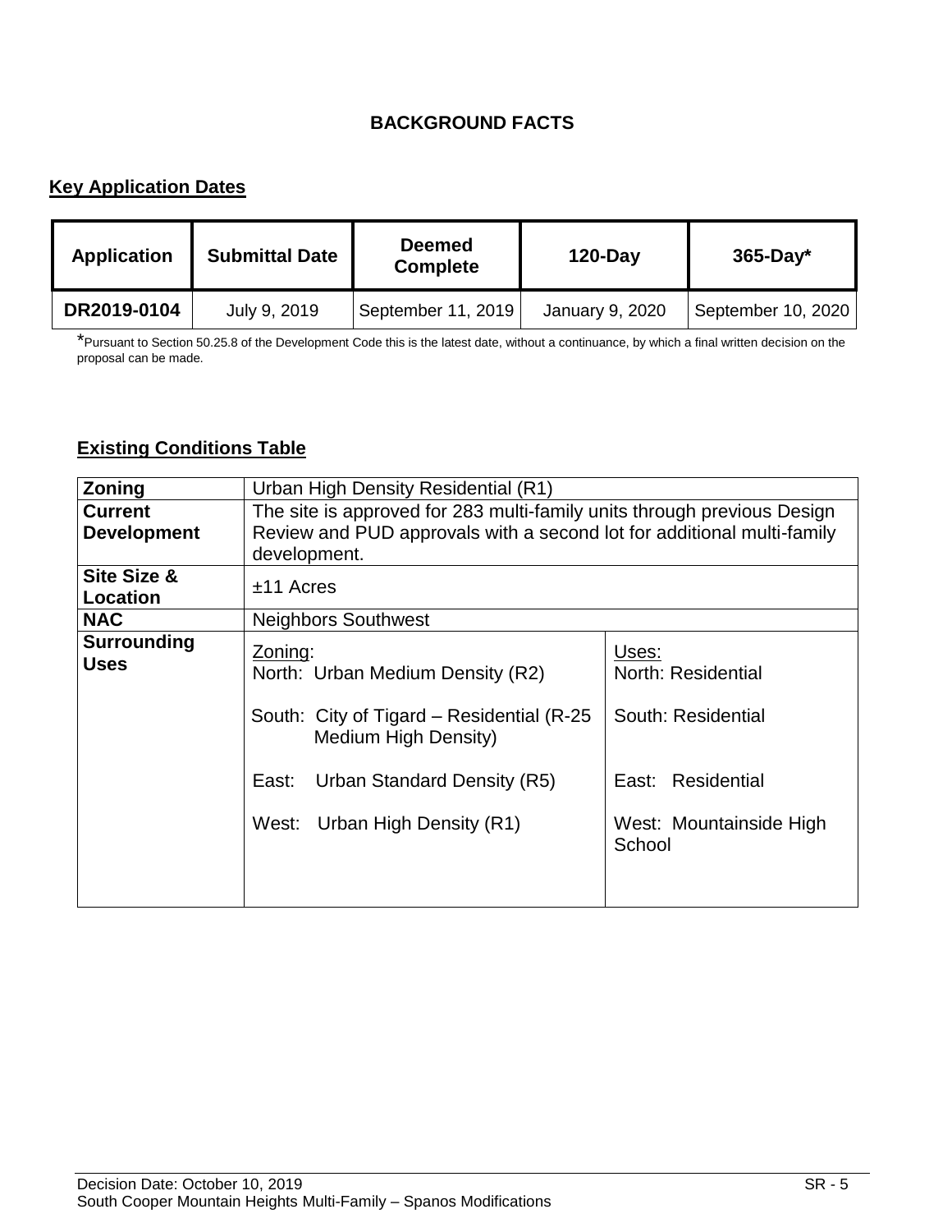## BACKGROUND FACTS

### Key Application Dates

| Application | Submittal Date | Deemed Complete | 120-Day | 365-Day* |
|---|---|---|---|---|
| DR2019-0104 | July 9, 2019 | September 11, 2019 | January 9, 2020 | September 10, 2020 |

*Pursuant to Section 50.25.8 of the Development Code this is the latest date, without a continuance, by which a final written decision on the proposal can be made.

### Existing Conditions Table

| Zoning | Urban High Density Residential (R1) | |
|---|---|---|
| **Current Development** | The site is approved for 283 multi-family units through previous Design Review and PUD approvals with a second lot for additional multi-family development. | |
| **Site Size & Location** | ±11 Acres | |
| **NAC** | Neighbors Southwest | |
| **Surrounding Uses** | Zoning:<br>North: Urban Medium Density (R2)<br><br>South: City of Tigard – Residential (R-25 Medium High Density)<br><br>East: Urban Standard Density (R5)<br><br>West: Urban High Density (R1) | Uses:<br>North: Residential<br><br>South: Residential<br><br>East: Residential<br><br>West: Mountainside High School |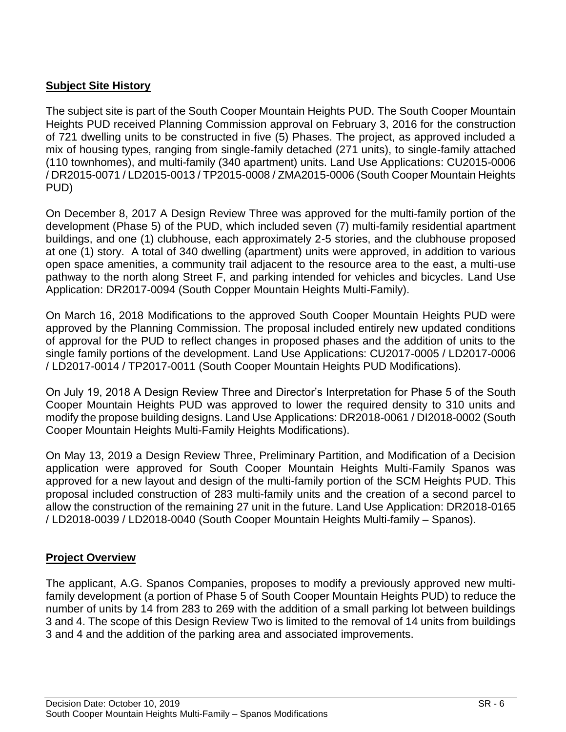## Subject Site History

The subject site is part of the South Cooper Mountain Heights PUD. The South Cooper Mountain Heights PUD received Planning Commission approval on February 3, 2016 for the construction of 721 dwelling units to be constructed in five (5) Phases. The project, as approved included a mix of housing types, ranging from single-family detached (271 units), to single-family attached (110 townhomes), and multi-family (340 apartment) units. Land Use Applications: CU2015-0006 / DR2015-0071 / LD2015-0013 / TP2015-0008 / ZMA2015-0006 (South Cooper Mountain Heights PUD)

On December 8, 2017 A Design Review Three was approved for the multi-family portion of the development (Phase 5) of the PUD, which included seven (7) multi-family residential apartment buildings, and one (1) clubhouse, each approximately 2-5 stories, and the clubhouse proposed at one (1) story. A total of 340 dwelling (apartment) units were approved, in addition to various open space amenities, a community trail adjacent to the resource area to the east, a multi-use pathway to the north along Street F, and parking intended for vehicles and bicycles. Land Use Application: DR2017-0094 (South Copper Mountain Heights Multi-Family).

On March 16, 2018 Modifications to the approved South Cooper Mountain Heights PUD were approved by the Planning Commission. The proposal included entirely new updated conditions of approval for the PUD to reflect changes in proposed phases and the addition of units to the single family portions of the development. Land Use Applications: CU2017-0005 / LD2017-0006 / LD2017-0014 / TP2017-0011 (South Cooper Mountain Heights PUD Modifications).

On July 19, 2018 A Design Review Three and Director's Interpretation for Phase 5 of the South Cooper Mountain Heights PUD was approved to lower the required density to 310 units and modify the propose building designs. Land Use Applications: DR2018-0061 / DI2018-0002 (South Cooper Mountain Heights Multi-Family Heights Modifications).

On May 13, 2019 a Design Review Three, Preliminary Partition, and Modification of a Decision application were approved for South Cooper Mountain Heights Multi-Family Spanos was approved for a new layout and design of the multi-family portion of the SCM Heights PUD. This proposal included construction of 283 multi-family units and the creation of a second parcel to allow the construction of the remaining 27 unit in the future. Land Use Application: DR2018-0165 / LD2018-0039 / LD2018-0040 (South Cooper Mountain Heights Multi-family – Spanos).

## Project Overview

The applicant, A.G. Spanos Companies, proposes to modify a previously approved new multi-family development (a portion of Phase 5 of South Cooper Mountain Heights PUD) to reduce the number of units by 14 from 283 to 269 with the addition of a small parking lot between buildings 3 and 4. The scope of this Design Review Two is limited to the removal of 14 units from buildings 3 and 4 and the addition of the parking area and associated improvements.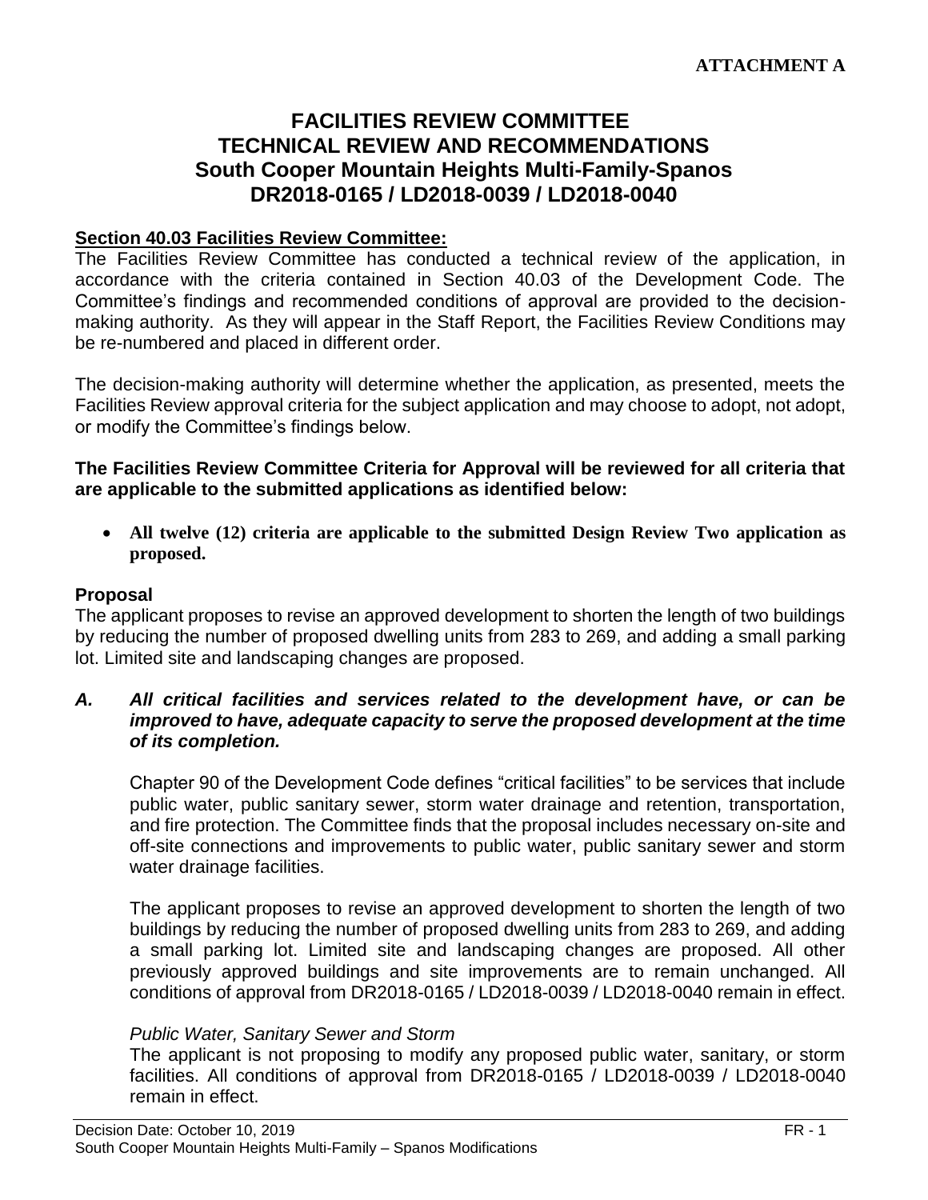**ATTACHMENT A**

# FACILITIES REVIEW COMMITTEE
# TECHNICAL REVIEW AND RECOMMENDATIONS
# South Cooper Mountain Heights Multi-Family-Spanos
# DR2018-0165 / LD2018-0039 / LD2018-0040

**Section 40.03 Facilities Review Committee:**

The Facilities Review Committee has conducted a technical review of the application, in accordance with the criteria contained in Section 40.03 of the Development Code. The Committee's findings and recommended conditions of approval are provided to the decision-making authority. As they will appear in the Staff Report, the Facilities Review Conditions may be re-numbered and placed in different order.

The decision-making authority will determine whether the application, as presented, meets the Facilities Review approval criteria for the subject application and may choose to adopt, not adopt, or modify the Committee's findings below.

**The Facilities Review Committee Criteria for Approval will be reviewed for all criteria that are applicable to the submitted applications as identified below:**

- **All twelve (12) criteria are applicable to the submitted Design Review Two application as proposed.**

**Proposal**

The applicant proposes to revise an approved development to shorten the length of two buildings by reducing the number of proposed dwelling units from 283 to 269, and adding a small parking lot. Limited site and landscaping changes are proposed.

***A. All critical facilities and services related to the development have, or can be improved to have, adequate capacity to serve the proposed development at the time of its completion.***

Chapter 90 of the Development Code defines "critical facilities" to be services that include public water, public sanitary sewer, storm water drainage and retention, transportation, and fire protection. The Committee finds that the proposal includes necessary on-site and off-site connections and improvements to public water, public sanitary sewer and storm water drainage facilities.

The applicant proposes to revise an approved development to shorten the length of two buildings by reducing the number of proposed dwelling units from 283 to 269, and adding a small parking lot. Limited site and landscaping changes are proposed. All other previously approved buildings and site improvements are to remain unchanged. All conditions of approval from DR2018-0165 / LD2018-0039 / LD2018-0040 remain in effect.

*Public Water, Sanitary Sewer and Storm*

The applicant is not proposing to modify any proposed public water, sanitary, or storm facilities. All conditions of approval from DR2018-0165 / LD2018-0039 / LD2018-0040 remain in effect.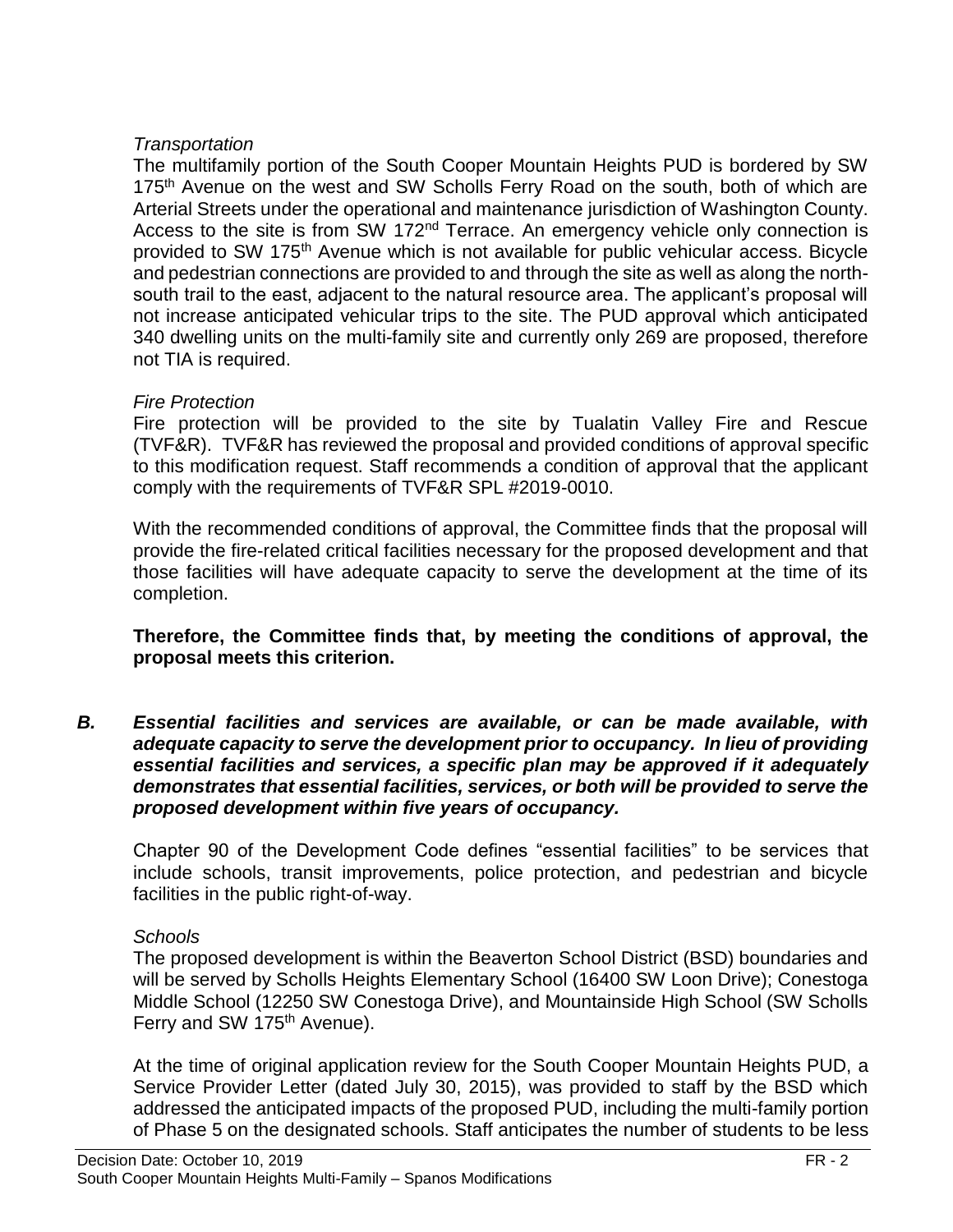*Transportation*

The multifamily portion of the South Cooper Mountain Heights PUD is bordered by SW 175th Avenue on the west and SW Scholls Ferry Road on the south, both of which are Arterial Streets under the operational and maintenance jurisdiction of Washington County. Access to the site is from SW 172nd Terrace. An emergency vehicle only connection is provided to SW 175th Avenue which is not available for public vehicular access. Bicycle and pedestrian connections are provided to and through the site as well as along the north-south trail to the east, adjacent to the natural resource area. The applicant's proposal will not increase anticipated vehicular trips to the site. The PUD approval which anticipated 340 dwelling units on the multi-family site and currently only 269 are proposed, therefore not TIA is required.

*Fire Protection*

Fire protection will be provided to the site by Tualatin Valley Fire and Rescue (TVF&R). TVF&R has reviewed the proposal and provided conditions of approval specific to this modification request. Staff recommends a condition of approval that the applicant comply with the requirements of TVF&R SPL #2019-0010.

With the recommended conditions of approval, the Committee finds that the proposal will provide the fire-related critical facilities necessary for the proposed development and that those facilities will have adequate capacity to serve the development at the time of its completion.

**Therefore, the Committee finds that, by meeting the conditions of approval, the proposal meets this criterion.**

***B. Essential facilities and services are available, or can be made available, with adequate capacity to serve the development prior to occupancy. In lieu of providing essential facilities and services, a specific plan may be approved if it adequately demonstrates that essential facilities, services, or both will be provided to serve the proposed development within five years of occupancy.***

Chapter 90 of the Development Code defines "essential facilities" to be services that include schools, transit improvements, police protection, and pedestrian and bicycle facilities in the public right-of-way.

*Schools*

The proposed development is within the Beaverton School District (BSD) boundaries and will be served by Scholls Heights Elementary School (16400 SW Loon Drive); Conestoga Middle School (12250 SW Conestoga Drive), and Mountainside High School (SW Scholls Ferry and SW 175th Avenue).

At the time of original application review for the South Cooper Mountain Heights PUD, a Service Provider Letter (dated July 30, 2015), was provided to staff by the BSD which addressed the anticipated impacts of the proposed PUD, including the multi-family portion of Phase 5 on the designated schools. Staff anticipates the number of students to be less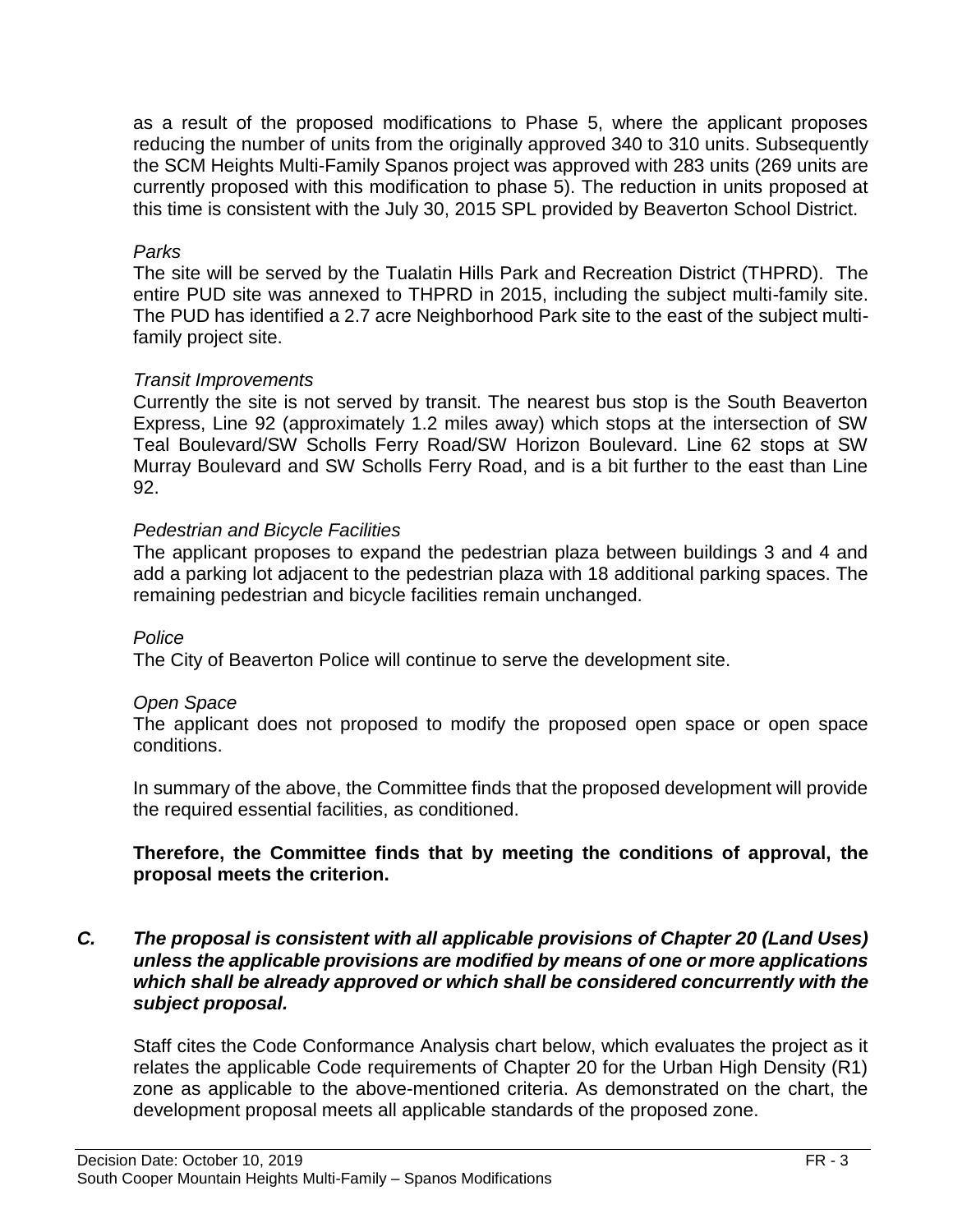as a result of the proposed modifications to Phase 5, where the applicant proposes reducing the number of units from the originally approved 340 to 310 units. Subsequently the SCM Heights Multi-Family Spanos project was approved with 283 units (269 units are currently proposed with this modification to phase 5). The reduction in units proposed at this time is consistent with the July 30, 2015 SPL provided by Beaverton School District.

*Parks*

The site will be served by the Tualatin Hills Park and Recreation District (THPRD). The entire PUD site was annexed to THPRD in 2015, including the subject multi-family site. The PUD has identified a 2.7 acre Neighborhood Park site to the east of the subject multi-family project site.

*Transit Improvements*

Currently the site is not served by transit. The nearest bus stop is the South Beaverton Express, Line 92 (approximately 1.2 miles away) which stops at the intersection of SW Teal Boulevard/SW Scholls Ferry Road/SW Horizon Boulevard. Line 62 stops at SW Murray Boulevard and SW Scholls Ferry Road, and is a bit further to the east than Line 92.

*Pedestrian and Bicycle Facilities*

The applicant proposes to expand the pedestrian plaza between buildings 3 and 4 and add a parking lot adjacent to the pedestrian plaza with 18 additional parking spaces. The remaining pedestrian and bicycle facilities remain unchanged.

*Police*

The City of Beaverton Police will continue to serve the development site.

*Open Space*

The applicant does not proposed to modify the proposed open space or open space conditions.

In summary of the above, the Committee finds that the proposed development will provide the required essential facilities, as conditioned.

**Therefore, the Committee finds that by meeting the conditions of approval, the proposal meets the criterion.**

***C. The proposal is consistent with all applicable provisions of Chapter 20 (Land Uses) unless the applicable provisions are modified by means of one or more applications which shall be already approved or which shall be considered concurrently with the subject proposal.***

Staff cites the Code Conformance Analysis chart below, which evaluates the project as it relates the applicable Code requirements of Chapter 20 for the Urban High Density (R1) zone as applicable to the above-mentioned criteria. As demonstrated on the chart, the development proposal meets all applicable standards of the proposed zone.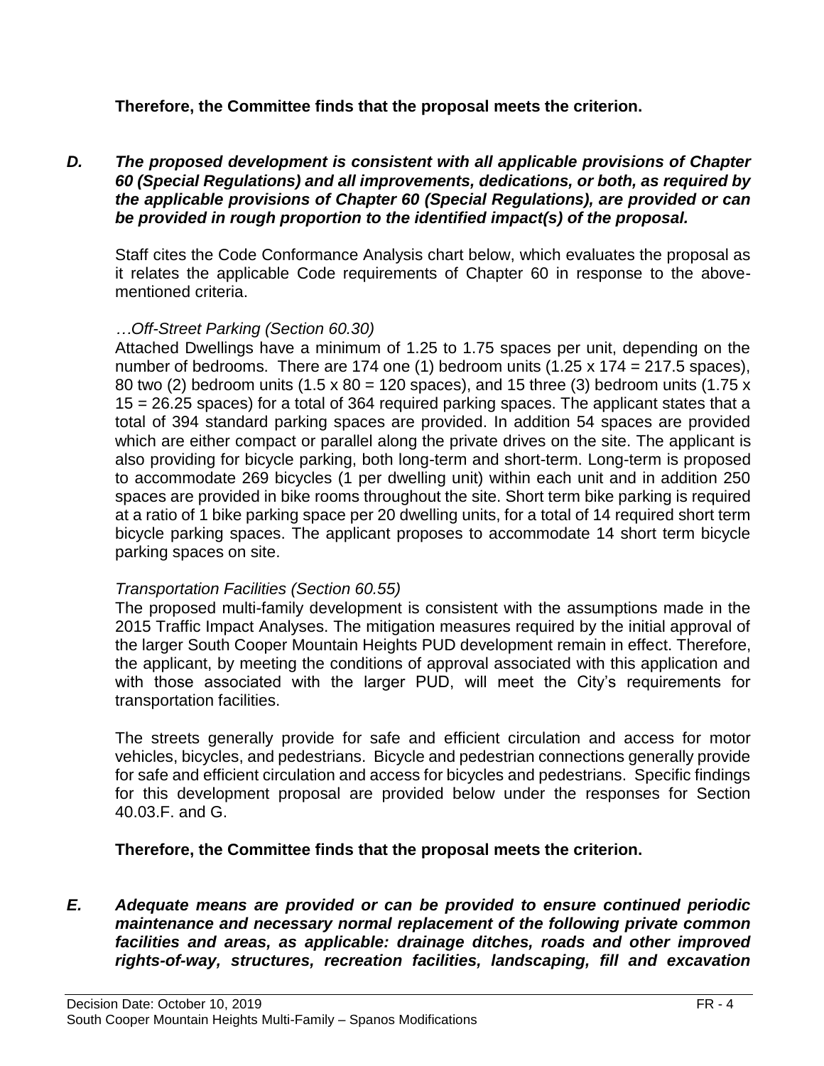**Therefore, the Committee finds that the proposal meets the criterion.**

***D. The proposed development is consistent with all applicable provisions of Chapter 60 (Special Regulations) and all improvements, dedications, or both, as required by the applicable provisions of Chapter 60 (Special Regulations), are provided or can be provided in rough proportion to the identified impact(s) of the proposal.***

Staff cites the Code Conformance Analysis chart below, which evaluates the proposal as it relates the applicable Code requirements of Chapter 60 in response to the above-mentioned criteria.

*…Off-Street Parking (Section 60.30)*

Attached Dwellings have a minimum of 1.25 to 1.75 spaces per unit, depending on the number of bedrooms. There are 174 one (1) bedroom units (1.25 x 174 = 217.5 spaces), 80 two (2) bedroom units (1.5 x 80 = 120 spaces), and 15 three (3) bedroom units (1.75 x 15 = 26.25 spaces) for a total of 364 required parking spaces. The applicant states that a total of 394 standard parking spaces are provided. In addition 54 spaces are provided which are either compact or parallel along the private drives on the site. The applicant is also providing for bicycle parking, both long-term and short-term. Long-term is proposed to accommodate 269 bicycles (1 per dwelling unit) within each unit and in addition 250 spaces are provided in bike rooms throughout the site. Short term bike parking is required at a ratio of 1 bike parking space per 20 dwelling units, for a total of 14 required short term bicycle parking spaces. The applicant proposes to accommodate 14 short term bicycle parking spaces on site.

*Transportation Facilities (Section 60.55)*

The proposed multi-family development is consistent with the assumptions made in the 2015 Traffic Impact Analyses. The mitigation measures required by the initial approval of the larger South Cooper Mountain Heights PUD development remain in effect. Therefore, the applicant, by meeting the conditions of approval associated with this application and with those associated with the larger PUD, will meet the City's requirements for transportation facilities.

The streets generally provide for safe and efficient circulation and access for motor vehicles, bicycles, and pedestrians. Bicycle and pedestrian connections generally provide for safe and efficient circulation and access for bicycles and pedestrians. Specific findings for this development proposal are provided below under the responses for Section 40.03.F. and G.

**Therefore, the Committee finds that the proposal meets the criterion.**

***E. Adequate means are provided or can be provided to ensure continued periodic maintenance and necessary normal replacement of the following private common facilities and areas, as applicable: drainage ditches, roads and other improved rights-of-way, structures, recreation facilities, landscaping, fill and excavation***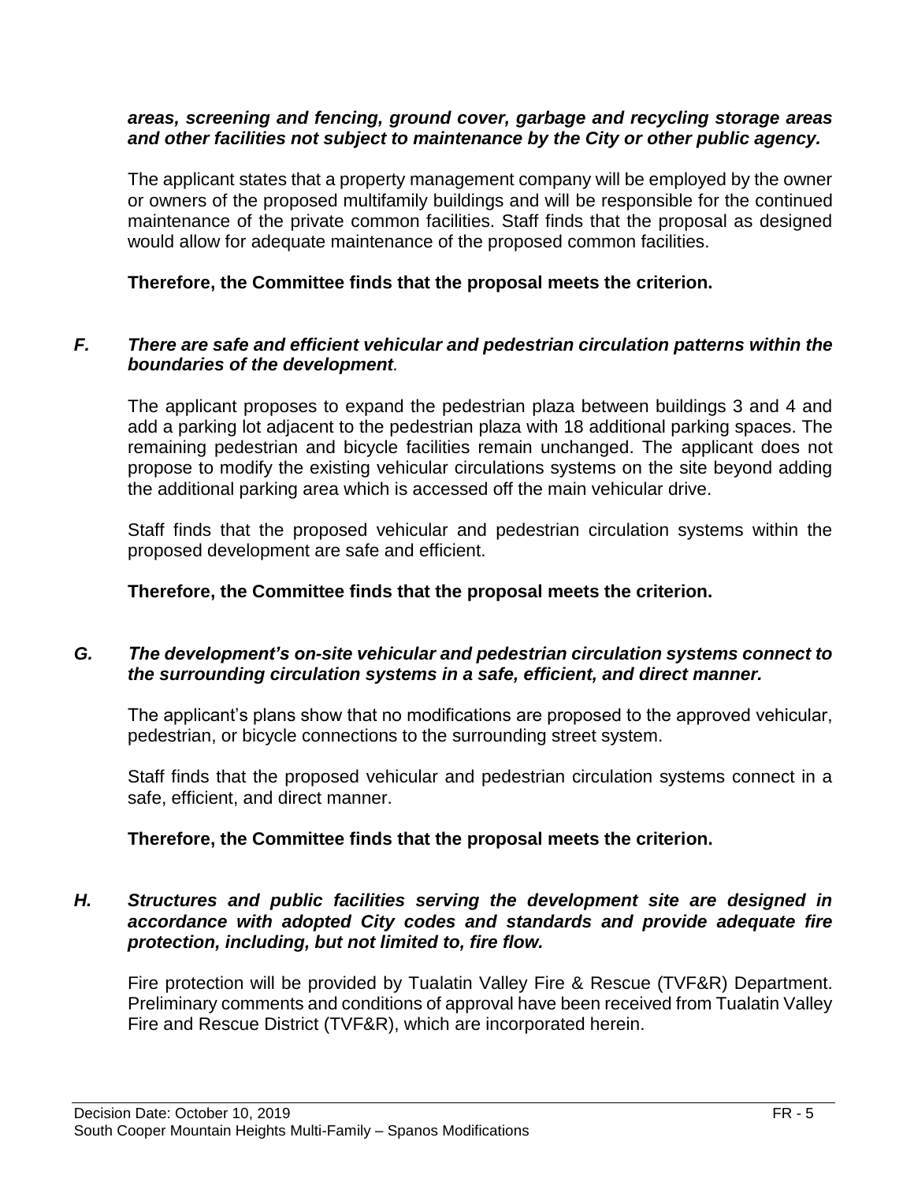***areas, screening and fencing, ground cover, garbage and recycling storage areas and other facilities not subject to maintenance by the City or other public agency.***

The applicant states that a property management company will be employed by the owner or owners of the proposed multifamily buildings and will be responsible for the continued maintenance of the private common facilities. Staff finds that the proposal as designed would allow for adequate maintenance of the proposed common facilities.

**Therefore, the Committee finds that the proposal meets the criterion.**

***F. There are safe and efficient vehicular and pedestrian circulation patterns within the boundaries of the development.***

The applicant proposes to expand the pedestrian plaza between buildings 3 and 4 and add a parking lot adjacent to the pedestrian plaza with 18 additional parking spaces. The remaining pedestrian and bicycle facilities remain unchanged. The applicant does not propose to modify the existing vehicular circulations systems on the site beyond adding the additional parking area which is accessed off the main vehicular drive.

Staff finds that the proposed vehicular and pedestrian circulation systems within the proposed development are safe and efficient.

**Therefore, the Committee finds that the proposal meets the criterion.**

***G. The development's on-site vehicular and pedestrian circulation systems connect to the surrounding circulation systems in a safe, efficient, and direct manner.***

The applicant's plans show that no modifications are proposed to the approved vehicular, pedestrian, or bicycle connections to the surrounding street system.

Staff finds that the proposed vehicular and pedestrian circulation systems connect in a safe, efficient, and direct manner.

**Therefore, the Committee finds that the proposal meets the criterion.**

***H. Structures and public facilities serving the development site are designed in accordance with adopted City codes and standards and provide adequate fire protection, including, but not limited to, fire flow.***

Fire protection will be provided by Tualatin Valley Fire & Rescue (TVF&R) Department. Preliminary comments and conditions of approval have been received from Tualatin Valley Fire and Rescue District (TVF&R), which are incorporated herein.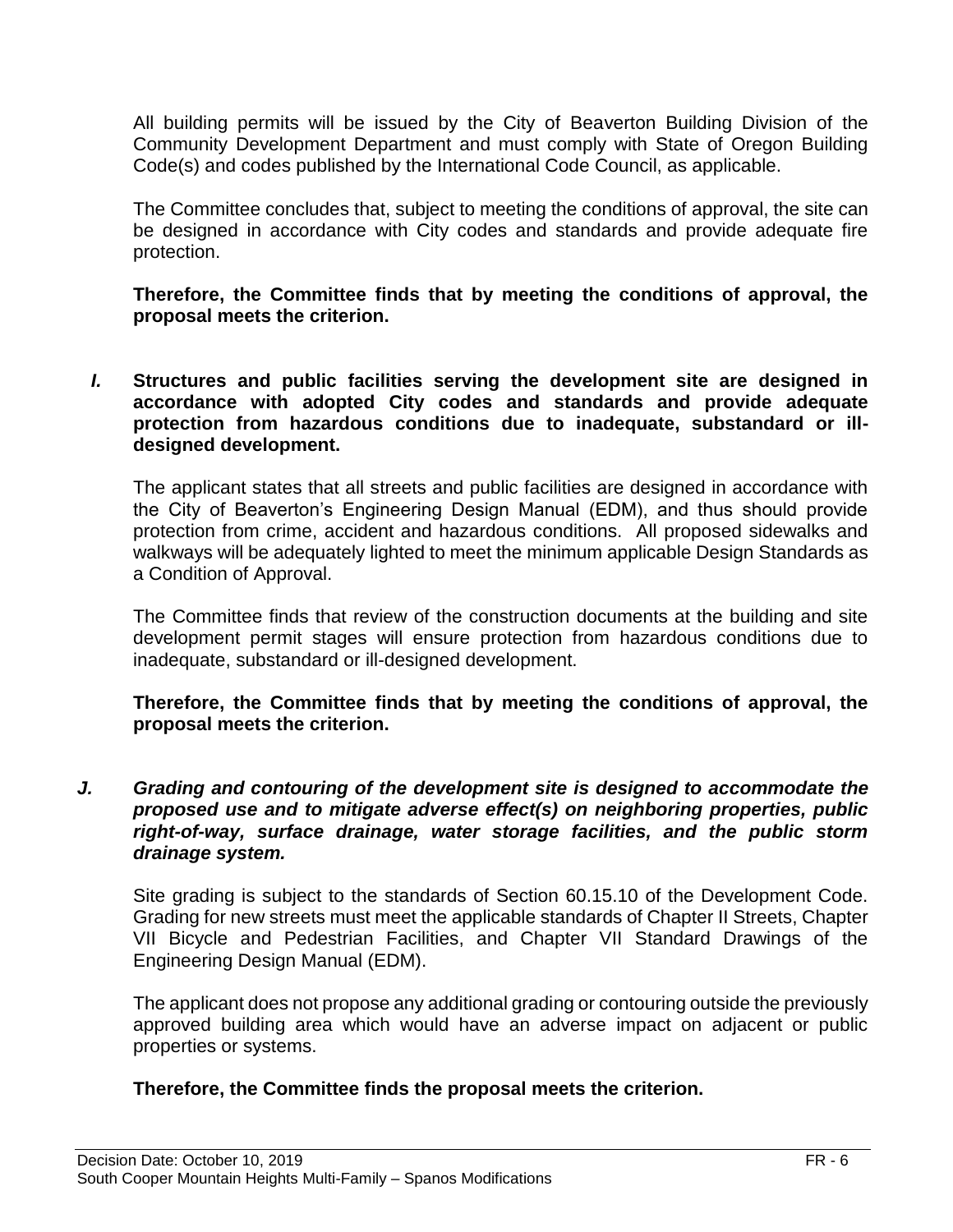All building permits will be issued by the City of Beaverton Building Division of the Community Development Department and must comply with State of Oregon Building Code(s) and codes published by the International Code Council, as applicable.

The Committee concludes that, subject to meeting the conditions of approval, the site can be designed in accordance with City codes and standards and provide adequate fire protection.

**Therefore, the Committee finds that by meeting the conditions of approval, the proposal meets the criterion.**

***I.*** **Structures and public facilities serving the development site are designed in accordance with adopted City codes and standards and provide adequate protection from hazardous conditions due to inadequate, substandard or ill-designed development.**

The applicant states that all streets and public facilities are designed in accordance with the City of Beaverton's Engineering Design Manual (EDM), and thus should provide protection from crime, accident and hazardous conditions. All proposed sidewalks and walkways will be adequately lighted to meet the minimum applicable Design Standards as a Condition of Approval.

The Committee finds that review of the construction documents at the building and site development permit stages will ensure protection from hazardous conditions due to inadequate, substandard or ill-designed development.

**Therefore, the Committee finds that by meeting the conditions of approval, the proposal meets the criterion.**

***J. Grading and contouring of the development site is designed to accommodate the proposed use and to mitigate adverse effect(s) on neighboring properties, public right-of-way, surface drainage, water storage facilities, and the public storm drainage system.***

Site grading is subject to the standards of Section 60.15.10 of the Development Code. Grading for new streets must meet the applicable standards of Chapter II Streets, Chapter VII Bicycle and Pedestrian Facilities, and Chapter VII Standard Drawings of the Engineering Design Manual (EDM).

The applicant does not propose any additional grading or contouring outside the previously approved building area which would have an adverse impact on adjacent or public properties or systems.

**Therefore, the Committee finds the proposal meets the criterion.**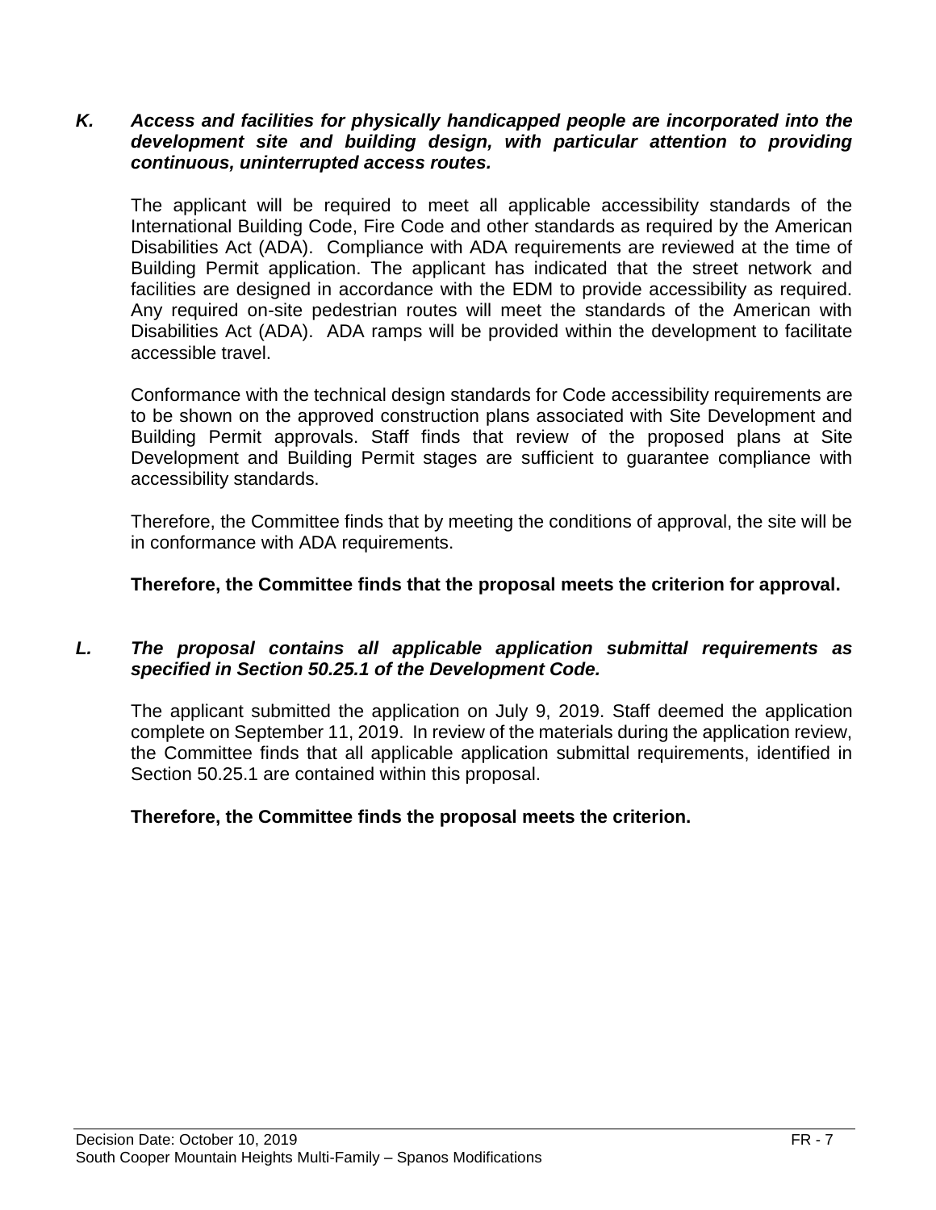***K. Access and facilities for physically handicapped people are incorporated into the development site and building design, with particular attention to providing continuous, uninterrupted access routes.***

The applicant will be required to meet all applicable accessibility standards of the International Building Code, Fire Code and other standards as required by the American Disabilities Act (ADA). Compliance with ADA requirements are reviewed at the time of Building Permit application. The applicant has indicated that the street network and facilities are designed in accordance with the EDM to provide accessibility as required. Any required on-site pedestrian routes will meet the standards of the American with Disabilities Act (ADA). ADA ramps will be provided within the development to facilitate accessible travel.

Conformance with the technical design standards for Code accessibility requirements are to be shown on the approved construction plans associated with Site Development and Building Permit approvals. Staff finds that review of the proposed plans at Site Development and Building Permit stages are sufficient to guarantee compliance with accessibility standards.

Therefore, the Committee finds that by meeting the conditions of approval, the site will be in conformance with ADA requirements.

**Therefore, the Committee finds that the proposal meets the criterion for approval.**

***L. The proposal contains all applicable application submittal requirements as specified in Section 50.25.1 of the Development Code.***

The applicant submitted the application on July 9, 2019. Staff deemed the application complete on September 11, 2019. In review of the materials during the application review, the Committee finds that all applicable application submittal requirements, identified in Section 50.25.1 are contained within this proposal.

**Therefore, the Committee finds the proposal meets the criterion.**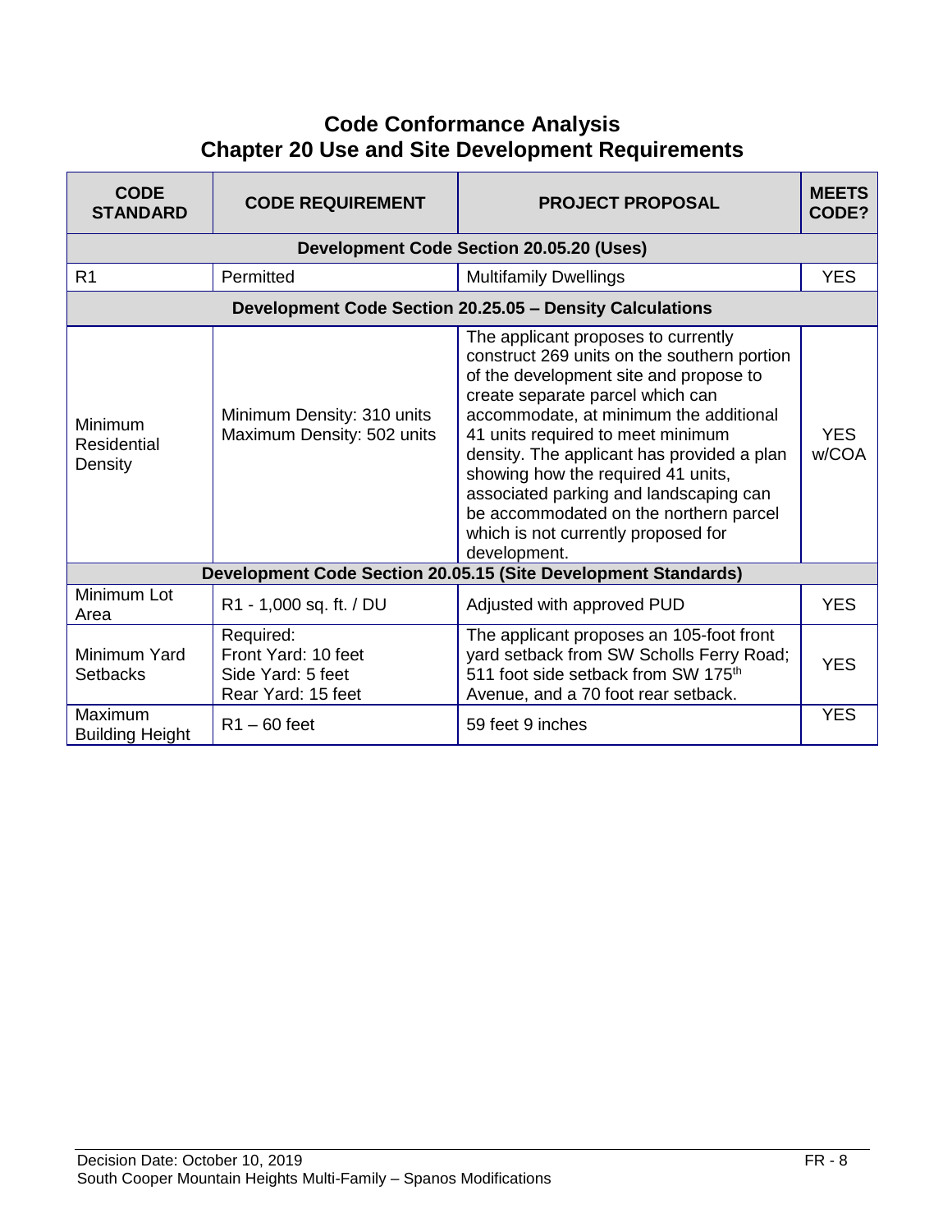# Code Conformance Analysis
## Chapter 20 Use and Site Development Requirements

| CODE STANDARD | CODE REQUIREMENT | PROJECT PROPOSAL | MEETS CODE? |
|---|---|---|---|
| **Development Code Section 20.05.20 (Uses)** | | | |
| R1 | Permitted | Multifamily Dwellings | YES |
| **Development Code Section 20.25.05 – Density Calculations** | | | |
| Minimum Residential Density | Minimum Density: 310 units<br>Maximum Density: 502 units | The applicant proposes to currently construct 269 units on the southern portion of the development site and propose to create separate parcel which can accommodate, at minimum the additional 41 units required to meet minimum density. The applicant has provided a plan showing how the required 41 units, associated parking and landscaping can be accommodated on the northern parcel which is not currently proposed for development. | YES w/COA |
| **Development Code Section 20.05.15 (Site Development Standards)** | | | |
| Minimum Lot Area | R1 - 1,000 sq. ft. / DU | Adjusted with approved PUD | YES |
| Minimum Yard Setbacks | Required:<br>Front Yard: 10 feet<br>Side Yard: 5 feet<br>Rear Yard: 15 feet | The applicant proposes an 105-foot front yard setback from SW Scholls Ferry Road; 511 foot side setback from SW 175th Avenue, and a 70 foot rear setback. | YES |
| Maximum Building Height | R1 – 60 feet | 59 feet 9 inches | YES |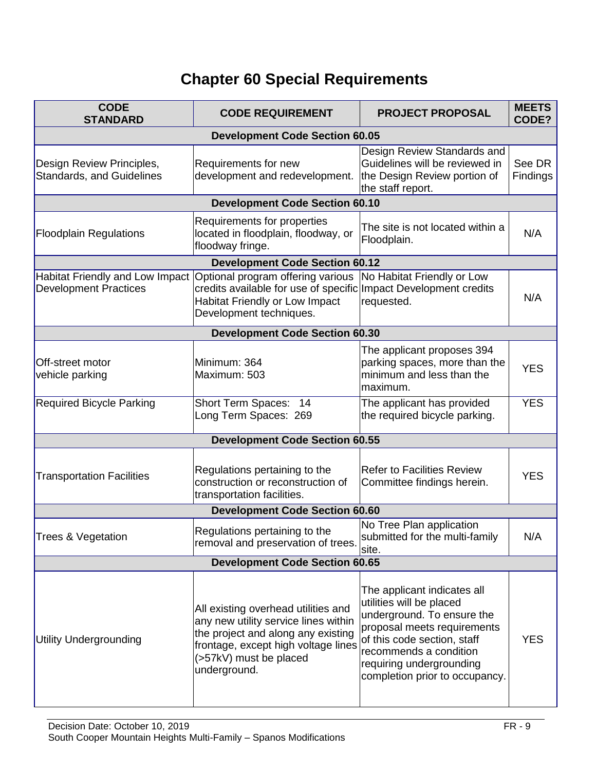# Chapter 60 Special Requirements

| CODE STANDARD | CODE REQUIREMENT | PROJECT PROPOSAL | MEETS CODE? |
|---|---|---|---|
| **Development Code Section 60.05** | | | |
| Design Review Principles, Standards, and Guidelines | Requirements for new development and redevelopment. | Design Review Standards and Guidelines will be reviewed in the Design Review portion of the staff report. | See DR Findings |
| **Development Code Section 60.10** | | | |
| Floodplain Regulations | Requirements for properties located in floodplain, floodway, or floodway fringe. | The site is not located within a Floodplain. | N/A |
| **Development Code Section 60.12** | | | |
| Habitat Friendly and Low Impact Development Practices | Optional program offering various credits available for use of specific Habitat Friendly or Low Impact Development techniques. | No Habitat Friendly or Low Impact Development credits requested. | N/A |
| **Development Code Section 60.30** | | | |
| Off-street motor vehicle parking | Minimum: 364<br>Maximum: 503 | The applicant proposes 394 parking spaces, more than the minimum and less than the maximum. | YES |
| Required Bicycle Parking | Short Term Spaces: 14<br>Long Term Spaces: 269 | The applicant has provided the required bicycle parking. | YES |
| **Development Code Section 60.55** | | | |
| Transportation Facilities | Regulations pertaining to the construction or reconstruction of transportation facilities. | Refer to Facilities Review Committee findings herein. | YES |
| **Development Code Section 60.60** | | | |
| Trees & Vegetation | Regulations pertaining to the removal and preservation of trees. | No Tree Plan application submitted for the multi-family site. | N/A |
| **Development Code Section 60.65** | | | |
| Utility Undergrounding | All existing overhead utilities and any new utility service lines within the project and along any existing frontage, except high voltage lines (>57kV) must be placed underground. | The applicant indicates all utilities will be placed underground. To ensure the proposal meets requirements of this code section, staff recommends a condition requiring undergrounding completion prior to occupancy. | YES |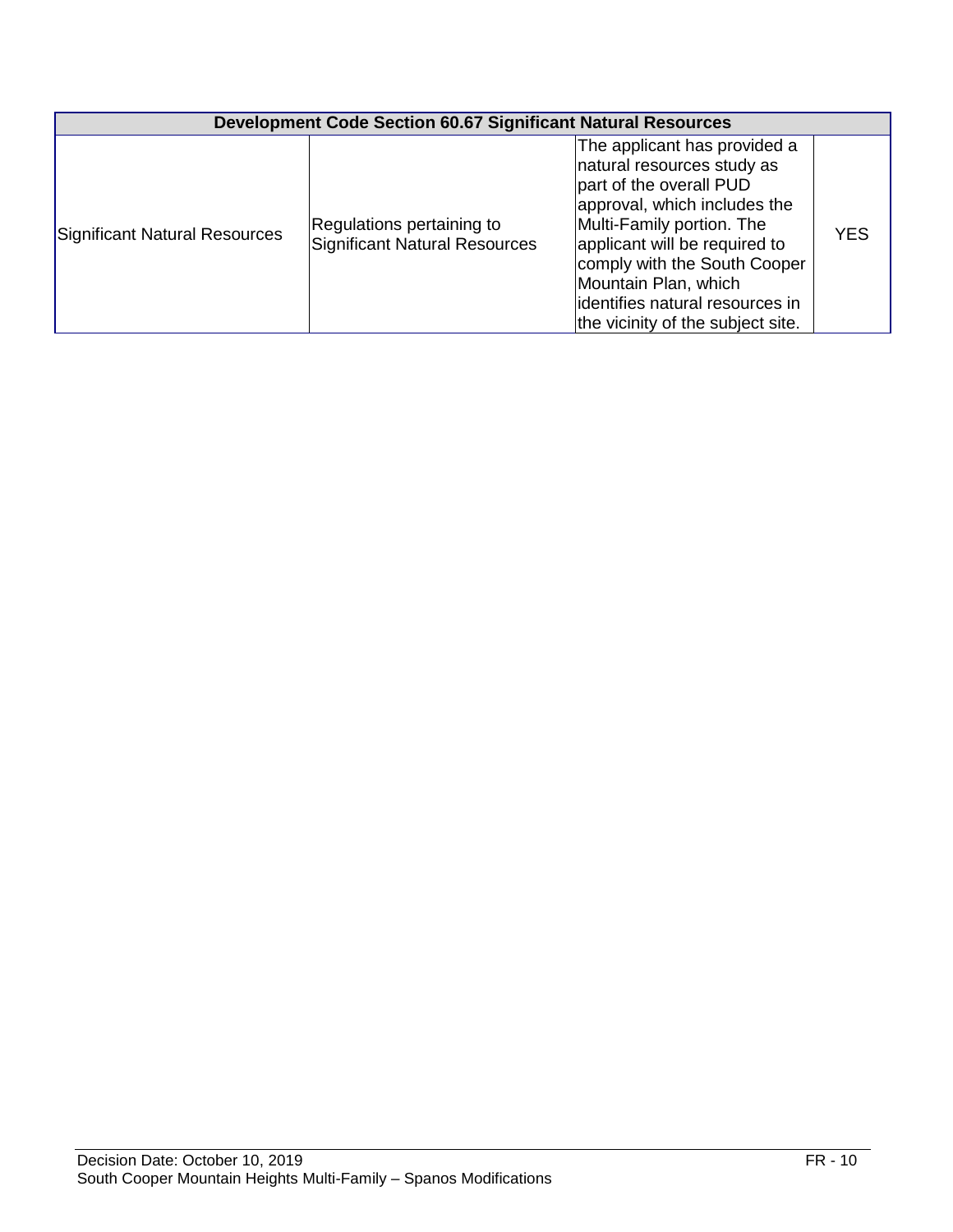| Development Code Section 60.67 Significant Natural Resources | | | |
|---|---|---|---|
| Significant Natural Resources | Regulations pertaining to Significant Natural Resources | The applicant has provided a natural resources study as part of the overall PUD approval, which includes the Multi-Family portion. The applicant will be required to comply with the South Cooper Mountain Plan, which identifies natural resources in the vicinity of the subject site. | YES |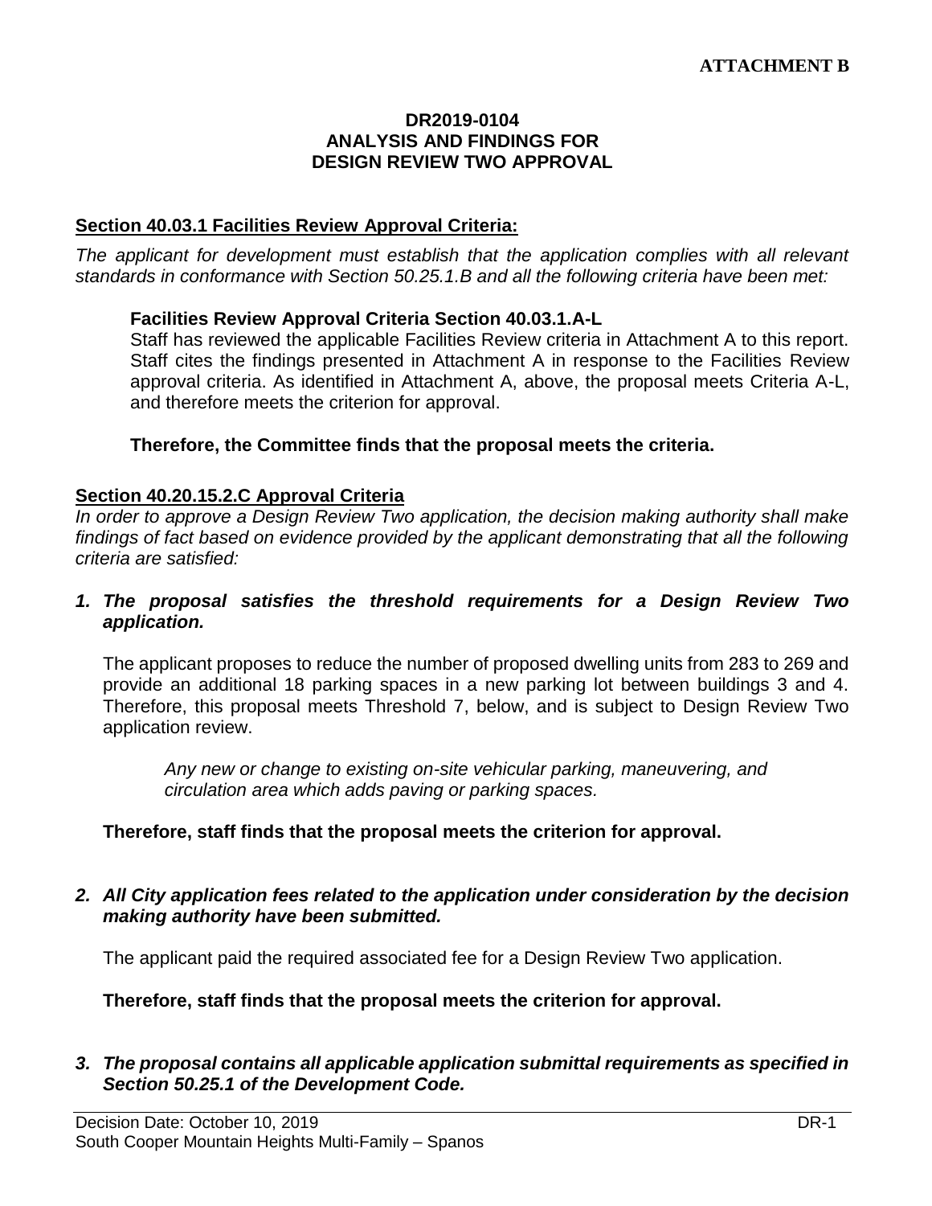**ATTACHMENT B**

**DR2019-0104**
**ANALYSIS AND FINDINGS FOR**
**DESIGN REVIEW TWO APPROVAL**

**Section 40.03.1 Facilities Review Approval Criteria:**

*The applicant for development must establish that the application complies with all relevant standards in conformance with Section 50.25.1.B and all the following criteria have been met:*

**Facilities Review Approval Criteria Section 40.03.1.A-L**

Staff has reviewed the applicable Facilities Review criteria in Attachment A to this report. Staff cites the findings presented in Attachment A in response to the Facilities Review approval criteria. As identified in Attachment A, above, the proposal meets Criteria A-L, and therefore meets the criterion for approval.

**Therefore, the Committee finds that the proposal meets the criteria.**

**Section 40.20.15.2.C Approval Criteria**

*In order to approve a Design Review Two application, the decision making authority shall make findings of fact based on evidence provided by the applicant demonstrating that all the following criteria are satisfied:*

1. ***The proposal satisfies the threshold requirements for a Design Review Two application.***

   The applicant proposes to reduce the number of proposed dwelling units from 283 to 269 and provide an additional 18 parking spaces in a new parking lot between buildings 3 and 4. Therefore, this proposal meets Threshold 7, below, and is subject to Design Review Two application review.

   > *Any new or change to existing on-site vehicular parking, maneuvering, and circulation area which adds paving or parking spaces.*

   **Therefore, staff finds that the proposal meets the criterion for approval.**

2. ***All City application fees related to the application under consideration by the decision making authority have been submitted.***

   The applicant paid the required associated fee for a Design Review Two application.

   **Therefore, staff finds that the proposal meets the criterion for approval.**

3. ***The proposal contains all applicable application submittal requirements as specified in Section 50.25.1 of the Development Code.***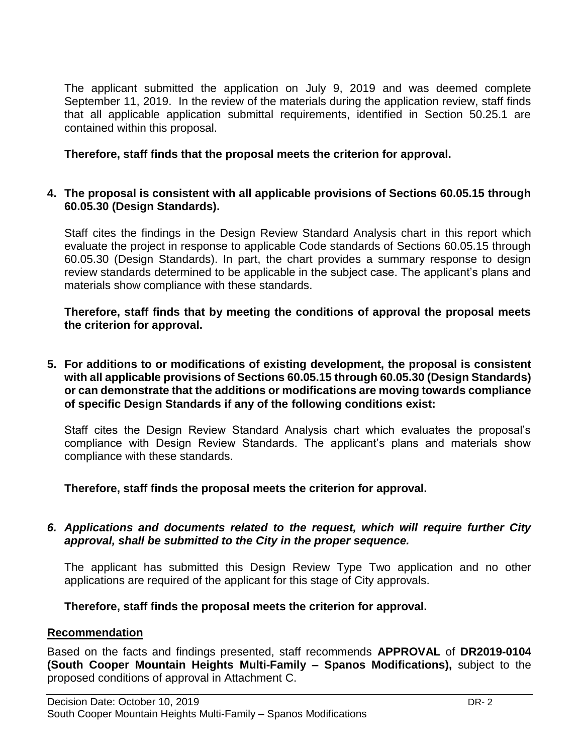The applicant submitted the application on July 9, 2019 and was deemed complete September 11, 2019. In the review of the materials during the application review, staff finds that all applicable application submittal requirements, identified in Section 50.25.1 are contained within this proposal.

**Therefore, staff finds that the proposal meets the criterion for approval.**

4. **The proposal is consistent with all applicable provisions of Sections 60.05.15 through 60.05.30 (Design Standards).**

   Staff cites the findings in the Design Review Standard Analysis chart in this report which evaluate the project in response to applicable Code standards of Sections 60.05.15 through 60.05.30 (Design Standards). In part, the chart provides a summary response to design review standards determined to be applicable in the subject case. The applicant's plans and materials show compliance with these standards.

   **Therefore, staff finds that by meeting the conditions of approval the proposal meets the criterion for approval.**

5. **For additions to or modifications of existing development, the proposal is consistent with all applicable provisions of Sections 60.05.15 through 60.05.30 (Design Standards) or can demonstrate that the additions or modifications are moving towards compliance of specific Design Standards if any of the following conditions exist:**

   Staff cites the Design Review Standard Analysis chart which evaluates the proposal's compliance with Design Review Standards. The applicant's plans and materials show compliance with these standards.

   **Therefore, staff finds the proposal meets the criterion for approval.**

6. ***Applications and documents related to the request, which will require further City approval, shall be submitted to the City in the proper sequence.***

   The applicant has submitted this Design Review Type Two application and no other applications are required of the applicant for this stage of City approvals.

   **Therefore, staff finds the proposal meets the criterion for approval.**

## Recommendation

Based on the facts and findings presented, staff recommends **APPROVAL** of **DR2019-0104 (South Cooper Mountain Heights Multi-Family – Spanos Modifications),** subject to the proposed conditions of approval in Attachment C.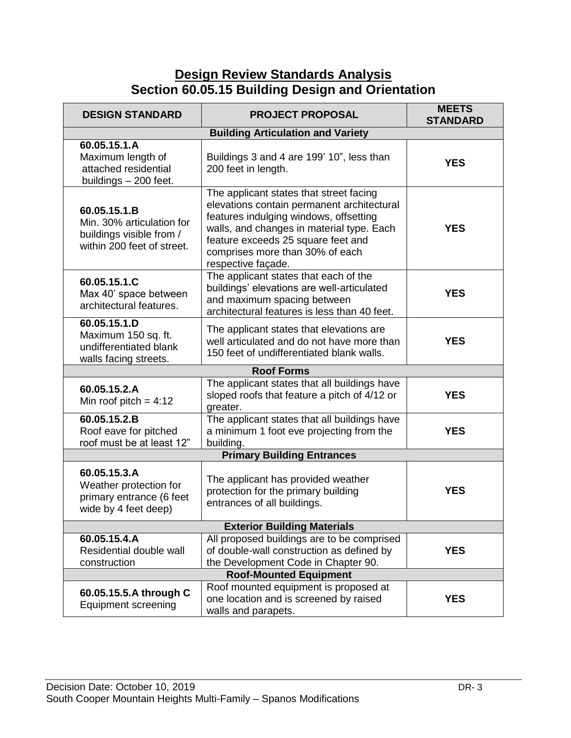# Design Review Standards Analysis
## Section 60.05.15 Building Design and Orientation

| DESIGN STANDARD | PROJECT PROPOSAL | MEETS STANDARD |
|---|---|---|
| **Building Articulation and Variety** | | |
| **60.05.15.1.A** Maximum length of attached residential buildings – 200 feet. | Buildings 3 and 4 are 199' 10", less than 200 feet in length. | **YES** |
| **60.05.15.1.B** Min. 30% articulation for buildings visible from / within 200 feet of street. | The applicant states that street facing elevations contain permanent architectural features indulging windows, offsetting walls, and changes in material type. Each feature exceeds 25 square feet and comprises more than 30% of each respective façade. | **YES** |
| **60.05.15.1.C** Max 40' space between architectural features. | The applicant states that each of the buildings' elevations are well-articulated and maximum spacing between architectural features is less than 40 feet. | **YES** |
| **60.05.15.1.D** Maximum 150 sq. ft. undifferentiated blank walls facing streets. | The applicant states that elevations are well articulated and do not have more than 150 feet of undifferentiated blank walls. | **YES** |
| **Roof Forms** | | |
| **60.05.15.2.A** Min roof pitch = 4:12 | The applicant states that all buildings have sloped roofs that feature a pitch of 4/12 or greater. | **YES** |
| **60.05.15.2.B** Roof eave for pitched roof must be at least 12" | The applicant states that all buildings have a minimum 1 foot eve projecting from the building. | **YES** |
| **Primary Building Entrances** | | |
| **60.05.15.3.A** Weather protection for primary entrance (6 feet wide by 4 feet deep) | The applicant has provided weather protection for the primary building entrances of all buildings. | **YES** |
| **Exterior Building Materials** | | |
| **60.05.15.4.A** Residential double wall construction | All proposed buildings are to be comprised of double-wall construction as defined by the Development Code in Chapter 90. | **YES** |
| **Roof-Mounted Equipment** | | |
| **60.05.15.5.A through C** Equipment screening | Roof mounted equipment is proposed at one location and is screened by raised walls and parapets. | **YES** |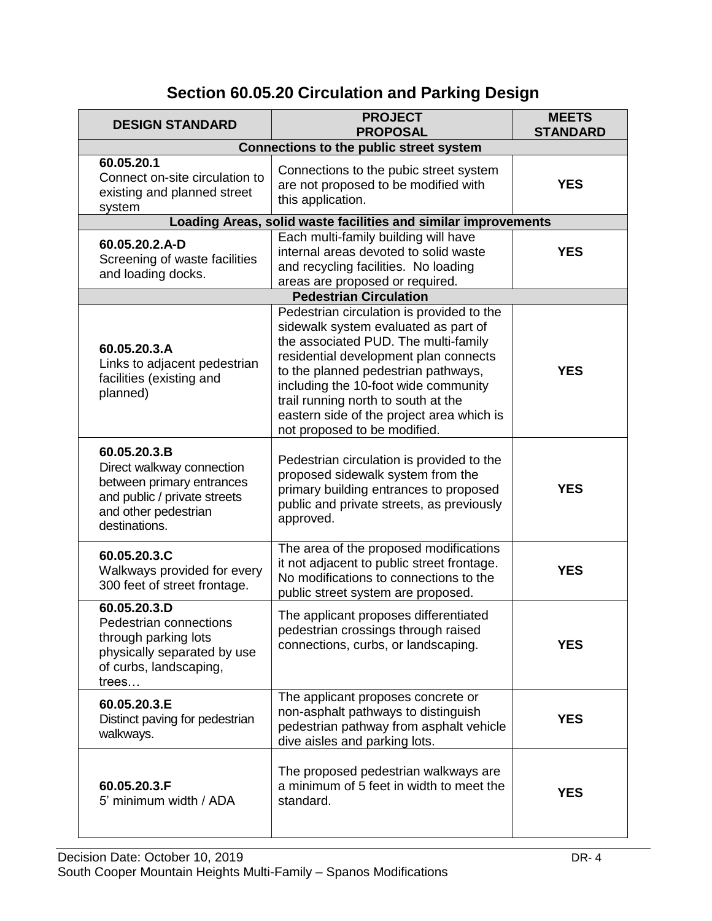## Section 60.05.20 Circulation and Parking Design

| DESIGN STANDARD | PROJECT PROPOSAL | MEETS STANDARD |
|---|---|---|
| **Connections to the public street system** | | |
| **60.05.20.1** Connect on-site circulation to existing and planned street system | Connections to the pubic street system are not proposed to be modified with this application. | **YES** |
| **Loading Areas, solid waste facilities and similar improvements** | | |
| **60.05.20.2.A-D** Screening of waste facilities and loading docks. | Each multi-family building will have internal areas devoted to solid waste and recycling facilities. No loading areas are proposed or required. | **YES** |
| **Pedestrian Circulation** | | |
| **60.05.20.3.A** Links to adjacent pedestrian facilities (existing and planned) | Pedestrian circulation is provided to the sidewalk system evaluated as part of the associated PUD. The multi-family residential development plan connects to the planned pedestrian pathways, including the 10-foot wide community trail running north to south at the eastern side of the project area which is not proposed to be modified. | **YES** |
| **60.05.20.3.B** Direct walkway connection between primary entrances and public / private streets and other pedestrian destinations. | Pedestrian circulation is provided to the proposed sidewalk system from the primary building entrances to proposed public and private streets, as previously approved. | **YES** |
| **60.05.20.3.C** Walkways provided for every 300 feet of street frontage. | The area of the proposed modifications it not adjacent to public street frontage. No modifications to connections to the public street system are proposed. | **YES** |
| **60.05.20.3.D** Pedestrian connections through parking lots physically separated by use of curbs, landscaping, trees… | The applicant proposes differentiated pedestrian crossings through raised connections, curbs, or landscaping. | **YES** |
| **60.05.20.3.E** Distinct paving for pedestrian walkways. | The applicant proposes concrete or non-asphalt pathways to distinguish pedestrian pathway from asphalt vehicle dive aisles and parking lots. | **YES** |
| **60.05.20.3.F** 5' minimum width / ADA | The proposed pedestrian walkways are a minimum of 5 feet in width to meet the standard. | **YES** |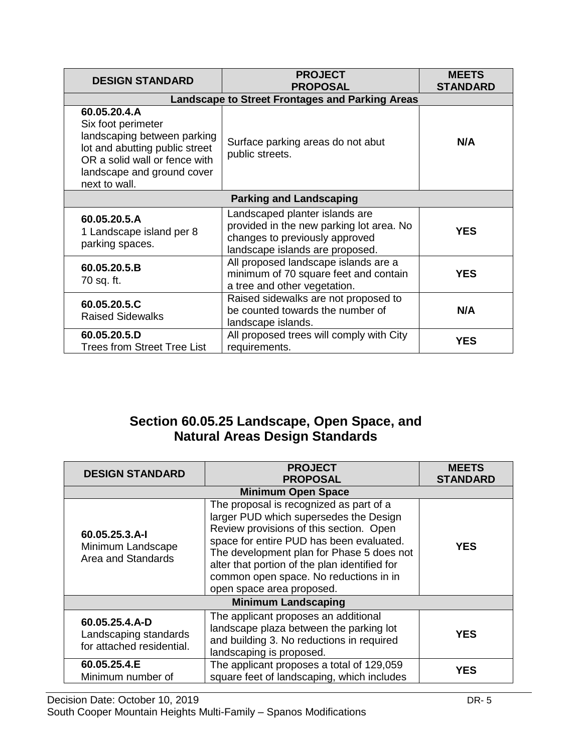| DESIGN STANDARD | PROJECT PROPOSAL | MEETS STANDARD |
|---|---|---|
| **Landscape to Street Frontages and Parking Areas** | | |
| **60.05.20.4.A** Six foot perimeter landscaping between parking lot and abutting public street OR a solid wall or fence with landscape and ground cover next to wall. | Surface parking areas do not abut public streets. | **N/A** |
| **Parking and Landscaping** | | |
| **60.05.20.5.A** 1 Landscape island per 8 parking spaces. | Landscaped planter islands are provided in the new parking lot area. No changes to previously approved landscape islands are proposed. | **YES** |
| **60.05.20.5.B** 70 sq. ft. | All proposed landscape islands are a minimum of 70 square feet and contain a tree and other vegetation. | **YES** |
| **60.05.20.5.C** Raised Sidewalks | Raised sidewalks are not proposed to be counted towards the number of landscape islands. | **N/A** |
| **60.05.20.5.D** Trees from Street Tree List | All proposed trees will comply with City requirements. | **YES** |

## Section 60.05.25 Landscape, Open Space, and Natural Areas Design Standards

| DESIGN STANDARD | PROJECT PROPOSAL | MEETS STANDARD |
|---|---|---|
| **Minimum Open Space** | | |
| **60.05.25.3.A-I** Minimum Landscape Area and Standards | The proposal is recognized as part of a larger PUD which supersedes the Design Review provisions of this section. Open space for entire PUD has been evaluated. The development plan for Phase 5 does not alter that portion of the plan identified for common open space. No reductions in in open space area proposed. | **YES** |
| **Minimum Landscaping** | | |
| **60.05.25.4.A-D** Landscaping standards for attached residential. | The applicant proposes an additional landscape plaza between the parking lot and building 3. No reductions in required landscaping is proposed. | **YES** |
| **60.05.25.4.E** Minimum number of | The applicant proposes a total of 129,059 square feet of landscaping, which includes | **YES** |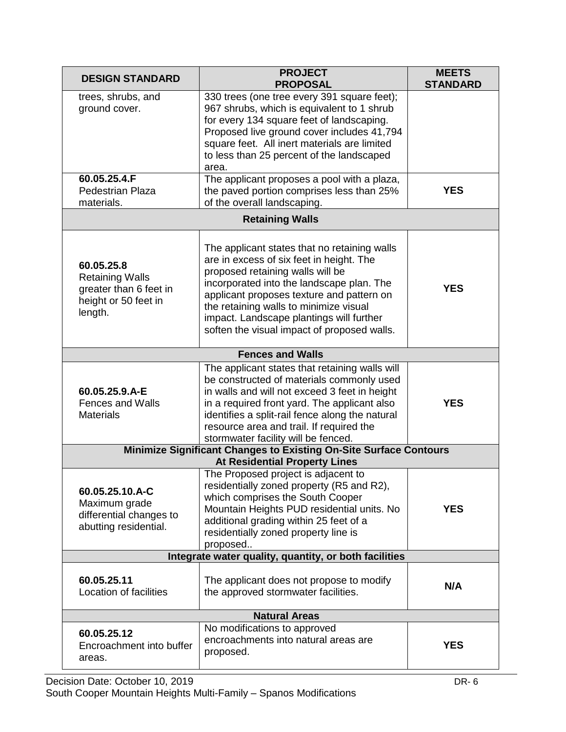| DESIGN STANDARD | PROJECT PROPOSAL | MEETS STANDARD |
|---|---|---|
| trees, shrubs, and ground cover. | 330 trees (one tree every 391 square feet); 967 shrubs, which is equivalent to 1 shrub for every 134 square feet of landscaping. Proposed live ground cover includes 41,794 square feet. All inert materials are limited to less than 25 percent of the landscaped area. | |
| **60.05.25.4.F** Pedestrian Plaza materials. | The applicant proposes a pool with a plaza, the paved portion comprises less than 25% of the overall landscaping. | **YES** |
| **Retaining Walls** | | |
| **60.05.25.8** Retaining Walls greater than 6 feet in height or 50 feet in length. | The applicant states that no retaining walls are in excess of six feet in height. The proposed retaining walls will be incorporated into the landscape plan. The applicant proposes texture and pattern on the retaining walls to minimize visual impact. Landscape plantings will further soften the visual impact of proposed walls. | **YES** |
| **Fences and Walls** | | |
| **60.05.25.9.A-E** Fences and Walls Materials | The applicant states that retaining walls will be constructed of materials commonly used in walls and will not exceed 3 feet in height in a required front yard. The applicant also identifies a split-rail fence along the natural resource area and trail. If required the stormwater facility will be fenced. | **YES** |
| **Minimize Significant Changes to Existing On-Site Surface Contours At Residential Property Lines** | | |
| **60.05.25.10.A-C** Maximum grade differential changes to abutting residential. | The Proposed project is adjacent to residentially zoned property (R5 and R2), which comprises the South Cooper Mountain Heights PUD residential units. No additional grading within 25 feet of a residentially zoned property line is proposed.. | **YES** |
| **Integrate water quality, quantity, or both facilities** | | |
| **60.05.25.11** Location of facilities | The applicant does not propose to modify the approved stormwater facilities. | **N/A** |
| **Natural Areas** | | |
| **60.05.25.12** Encroachment into buffer areas. | No modifications to approved encroachments into natural areas are proposed. | **YES** |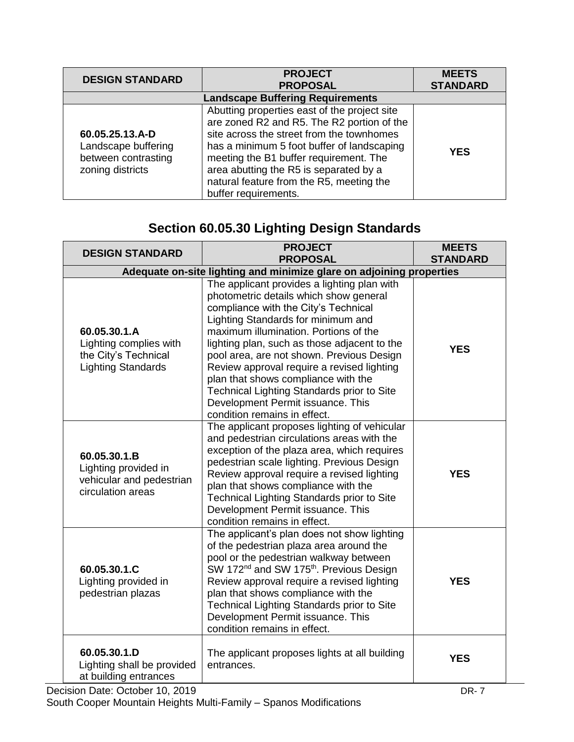| DESIGN STANDARD | PROJECT PROPOSAL | MEETS STANDARD |
|---|---|---|
| **Landscape Buffering Requirements** | | |
| **60.05.25.13.A-D** Landscape buffering between contrasting zoning districts | Abutting properties east of the project site are zoned R2 and R5. The R2 portion of the site across the street from the townhomes has a minimum 5 foot buffer of landscaping meeting the B1 buffer requirement. The area abutting the R5 is separated by a natural feature from the R5, meeting the buffer requirements. | **YES** |

## Section 60.05.30 Lighting Design Standards

| DESIGN STANDARD | PROJECT PROPOSAL | MEETS STANDARD |
|---|---|---|
| **Adequate on-site lighting and minimize glare on adjoining properties** | | |
| **60.05.30.1.A** Lighting complies with the City's Technical Lighting Standards | The applicant provides a lighting plan with photometric details which show general compliance with the City's Technical Lighting Standards for minimum and maximum illumination. Portions of the lighting plan, such as those adjacent to the pool area, are not shown. Previous Design Review approval require a revised lighting plan that shows compliance with the Technical Lighting Standards prior to Site Development Permit issuance. This condition remains in effect. | **YES** |
| **60.05.30.1.B** Lighting provided in vehicular and pedestrian circulation areas | The applicant proposes lighting of vehicular and pedestrian circulations areas with the exception of the plaza area, which requires pedestrian scale lighting. Previous Design Review approval require a revised lighting plan that shows compliance with the Technical Lighting Standards prior to Site Development Permit issuance. This condition remains in effect. | **YES** |
| **60.05.30.1.C** Lighting provided in pedestrian plazas | The applicant's plan does not show lighting of the pedestrian plaza area around the pool or the pedestrian walkway between SW 172nd and SW 175th. Previous Design Review approval require a revised lighting plan that shows compliance with the Technical Lighting Standards prior to Site Development Permit issuance. This condition remains in effect. | **YES** |
| **60.05.30.1.D** Lighting shall be provided at building entrances | The applicant proposes lights at all building entrances. | **YES** |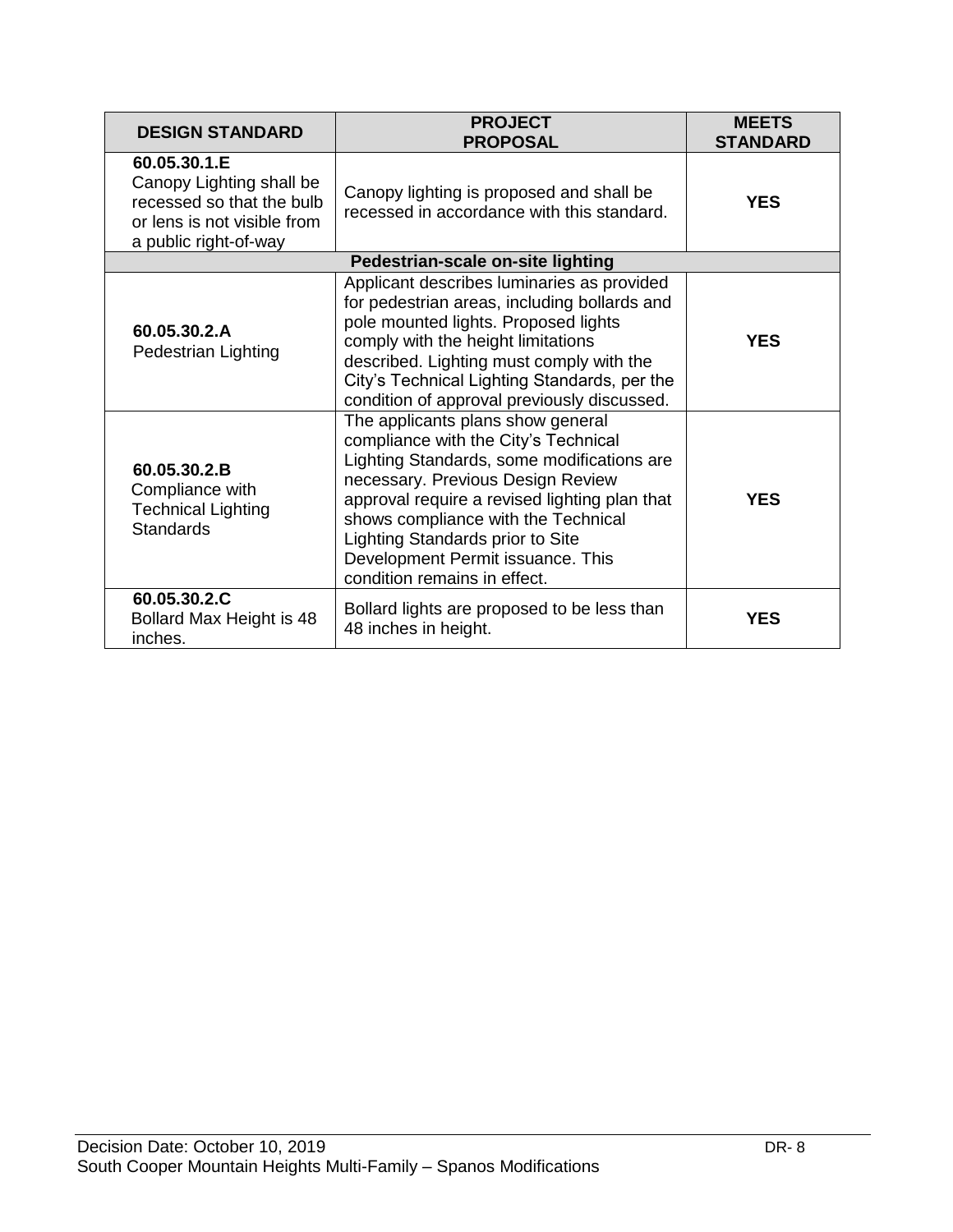| DESIGN STANDARD | PROJECT PROPOSAL | MEETS STANDARD |
|---|---|---|
| **60.05.30.1.E** Canopy Lighting shall be recessed so that the bulb or lens is not visible from a public right-of-way | Canopy lighting is proposed and shall be recessed in accordance with this standard. | **YES** |
| **Pedestrian-scale on-site lighting** | | |
| **60.05.30.2.A** Pedestrian Lighting | Applicant describes luminaries as provided for pedestrian areas, including bollards and pole mounted lights. Proposed lights comply with the height limitations described. Lighting must comply with the City's Technical Lighting Standards, per the condition of approval previously discussed. | **YES** |
| **60.05.30.2.B** Compliance with Technical Lighting Standards | The applicants plans show general compliance with the City's Technical Lighting Standards, some modifications are necessary. Previous Design Review approval require a revised lighting plan that shows compliance with the Technical Lighting Standards prior to Site Development Permit issuance. This condition remains in effect. | **YES** |
| **60.05.30.2.C** Bollard Max Height is 48 inches. | Bollard lights are proposed to be less than 48 inches in height. | **YES** |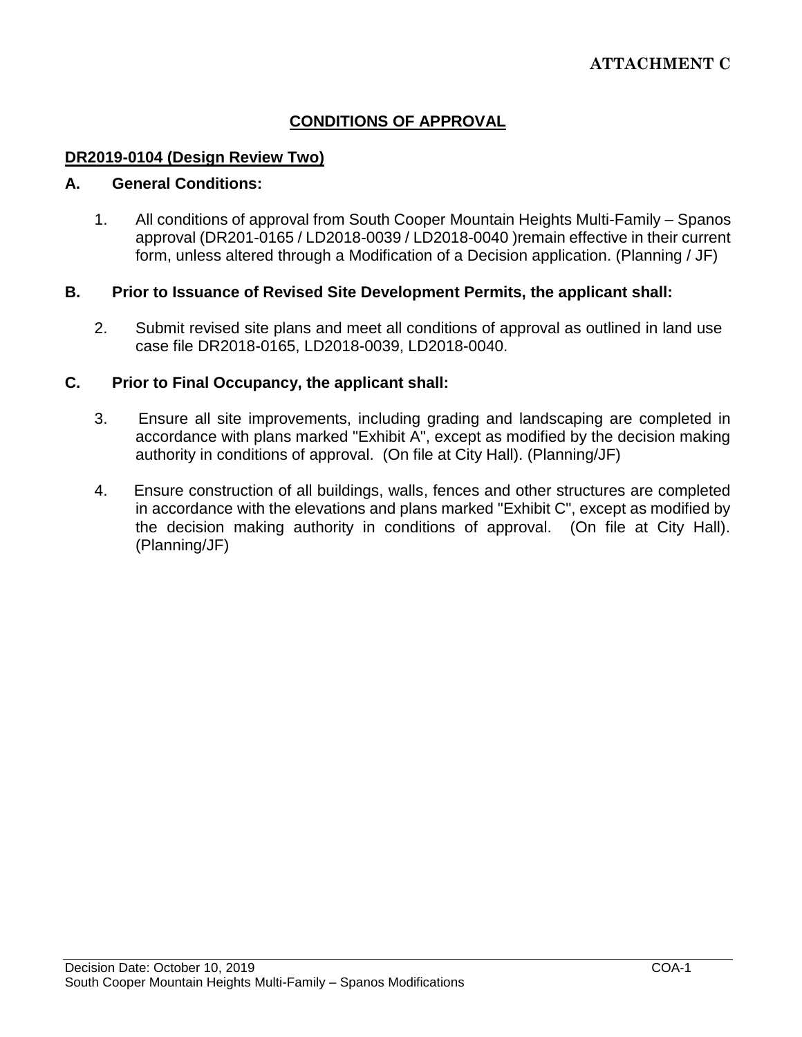**ATTACHMENT C**

# CONDITIONS OF APPROVAL

**DR2019-0104 (Design Review Two)**

**A. General Conditions:**

1. All conditions of approval from South Cooper Mountain Heights Multi-Family – Spanos approval (DR201-0165 / LD2018-0039 / LD2018-0040 )remain effective in their current form, unless altered through a Modification of a Decision application. (Planning / JF)

**B. Prior to Issuance of Revised Site Development Permits, the applicant shall:**

2. Submit revised site plans and meet all conditions of approval as outlined in land use case file DR2018-0165, LD2018-0039, LD2018-0040.

**C. Prior to Final Occupancy, the applicant shall:**

3. Ensure all site improvements, including grading and landscaping are completed in accordance with plans marked "Exhibit A", except as modified by the decision making authority in conditions of approval. (On file at City Hall). (Planning/JF)

4. Ensure construction of all buildings, walls, fences and other structures are completed in accordance with the elevations and plans marked "Exhibit C", except as modified by the decision making authority in conditions of approval. (On file at City Hall). (Planning/JF)

Decision Date: October 10, 2019
South Cooper Mountain Heights Multi-Family – Spanos Modifications